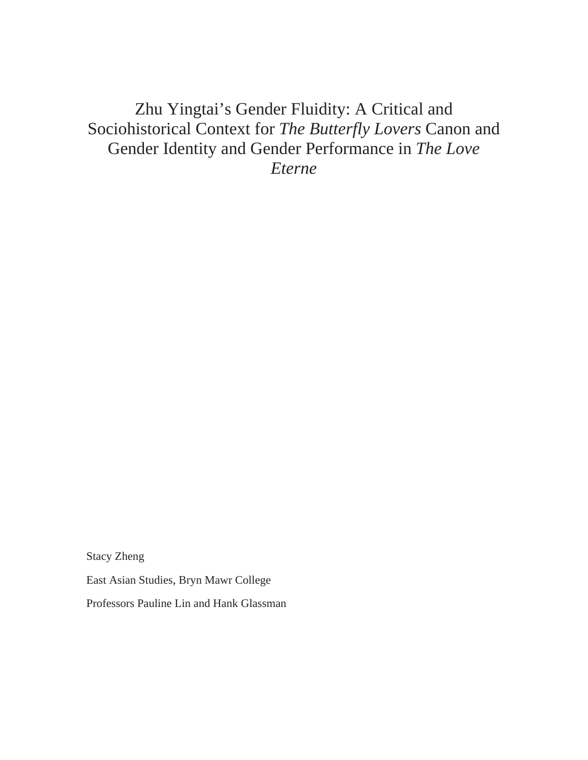# Zhu Yingtai's Gender Fluidity: A Critical and Sociohistorical Context for *The Butterfly Lovers* Canon and Gender Identity and Gender Performance in *The Love Eterne*

Stacy Zheng

East Asian Studies, Bryn Mawr College

Professors Pauline Lin and Hank Glassman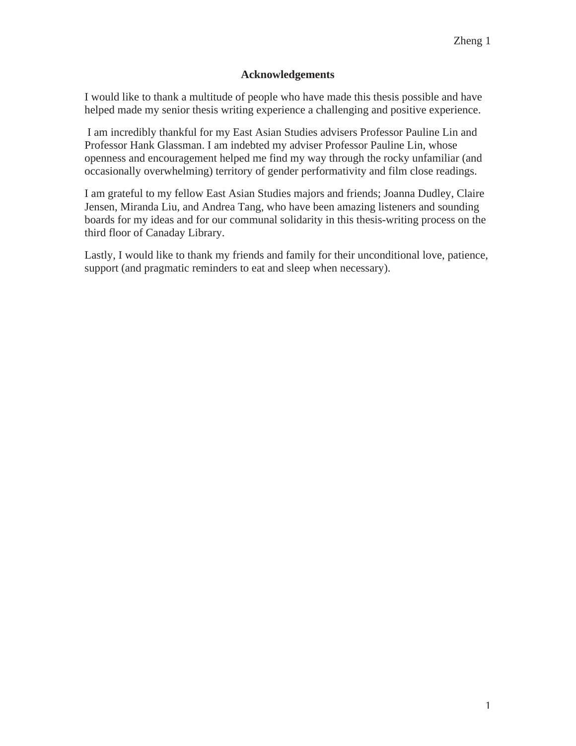## Acknowledgements

I would like to thank a multitude of people who have made this thesis possible and have helped made my senior thesis writing experience a challenging and positive experience.

I am incredibly thankful for my East Asian Studies advisers Professor Pauline Lin and Professor Hank Glassman. I am indebted my adviser Professor Pauline Lin, whose openness and encouragement helped me find my way through the rocky unfamiliar (and occasionally overwhelming) territory of gender performativity and film close readings.

I am grateful to my fellow East Asian Studies majors and friends; Joanna Dudley, Claire Jensen, Miranda Liu, and Andrea Tang, who have been amazing listeners and sounding boards for my ideas and for our communal solidarity in this thesis-writing process on the third floor of Canaday Library.

Lastly, I would like to thank my friends and family for their unconditional love, patience, support (and pragmatic reminders to eat and sleep when necessary).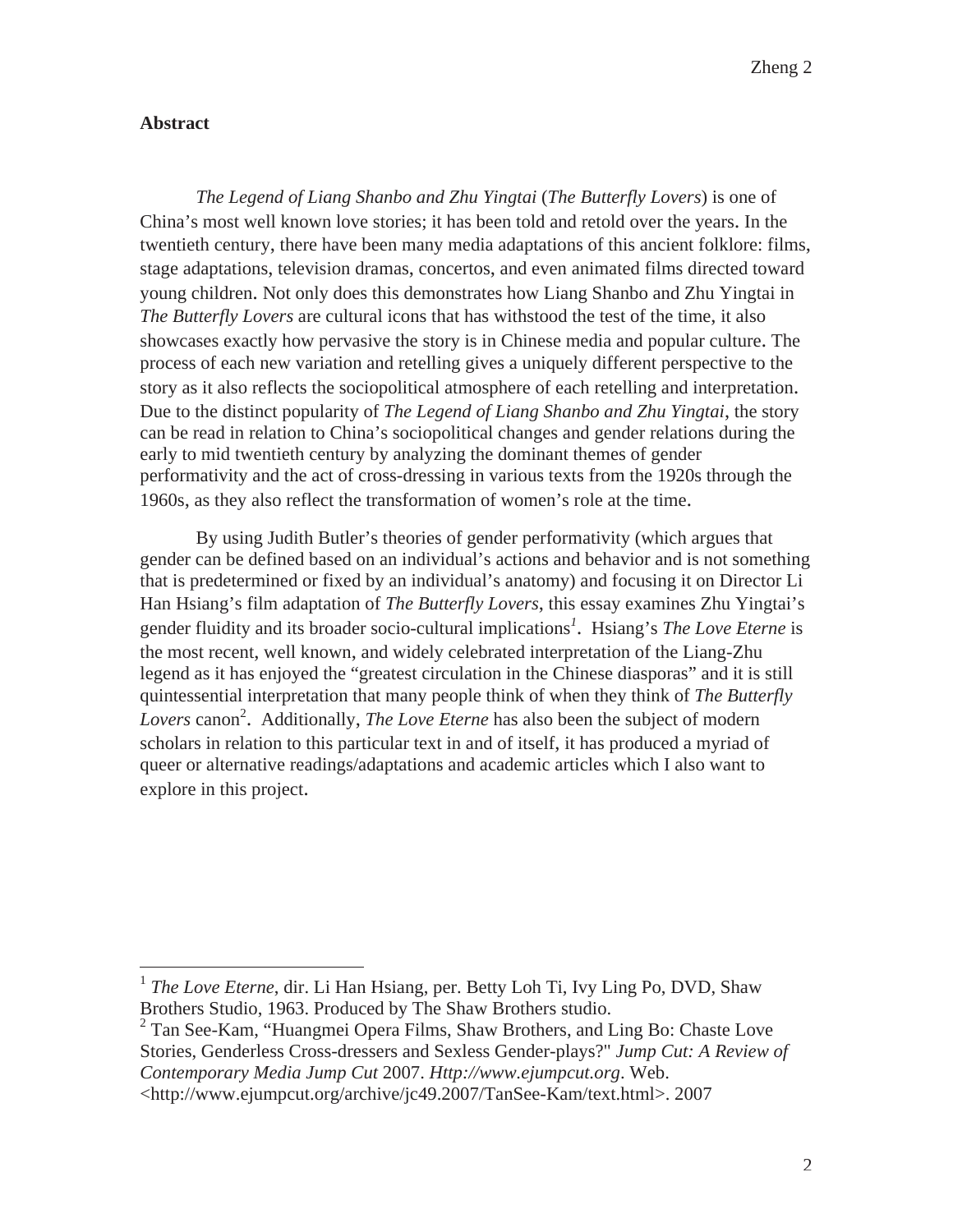**Abstract**

*The Legend of Liang Shanbo and Zhu Yingtai* (*The Butterfly Lovers*) is one of China's most well known love stories; it has been told and retold over the years. In the twentieth century, there have been many media adaptations of this ancient folklore: films, stage adaptations, television dramas, concertos, and even animated films directed toward young children. Not only does this demonstrates how Liang Shanbo and Zhu Yingtai in *The Butterfly Lovers* are cultural icons that has withstood the test of the time, it also showcases exactly how pervasive the story is in Chinese media and popular culture. The process of each new variation and retelling gives a uniquely different perspective to the story as it also reflects the sociopolitical atmosphere of each retelling and interpretation. Due to the distinct popularity of *The Legend of Liang Shanbo and Zhu Yingtai*, the story can be read in relation to China's sociopolitical changes and gender relations during the early to mid twentieth century by analyzing the dominant themes of gender performativity and the act of cross-dressing in various texts from the 1920s through the 1960s, as they also reflect the transformation of women's role at the time.

By using Judith Butler's theories of gender performativity (which argues that gender can be defined based on an individual's actions and behavior and is not something that is predetermined or fixed by an individual's anatomy) and focusing it on Director Li Han Hsiang's film adaptation of *The Butterfly Lovers*, this essay examines Zhu Yingtai's gender fluidity and its broader socio-cultural implications[1]. Hsiang's *The Love Eterne* is the most recent, well known, and widely celebrated interpretation of the Liang-Zhu legend as it has enjoyed the "greatest circulation in the Chinese diasporas" and it is still quintessential interpretation that many people think of when they think of *The Butterfly Lovers* canon[2]. Additionally, *The Love Eterne* has also been the subject of modern scholars in relation to this particular text in and of itself, it has produced a myriad of queer or alternative readings/adaptations and academic articles which I also want to explore in this project.

---

[1] *The Love Eterne*, dir. Li Han Hsiang, per. Betty Loh Ti, Ivy Ling Po, DVD, Shaw Brothers Studio, 1963. Produced by The Shaw Brothers studio.

[2] Tan See-Kam, "Huangmei Opera Films, Shaw Brothers, and Ling Bo: Chaste Love Stories, Genderless Cross-dressers and Sexless Gender-plays?" *Jump Cut: A Review of Contemporary Media Jump Cut* 2007. *Http://www.ejumpcut.org*. Web. <http://www.ejumpcut.org/archive/jc49.2007/TanSee-Kam/text.html>. 2007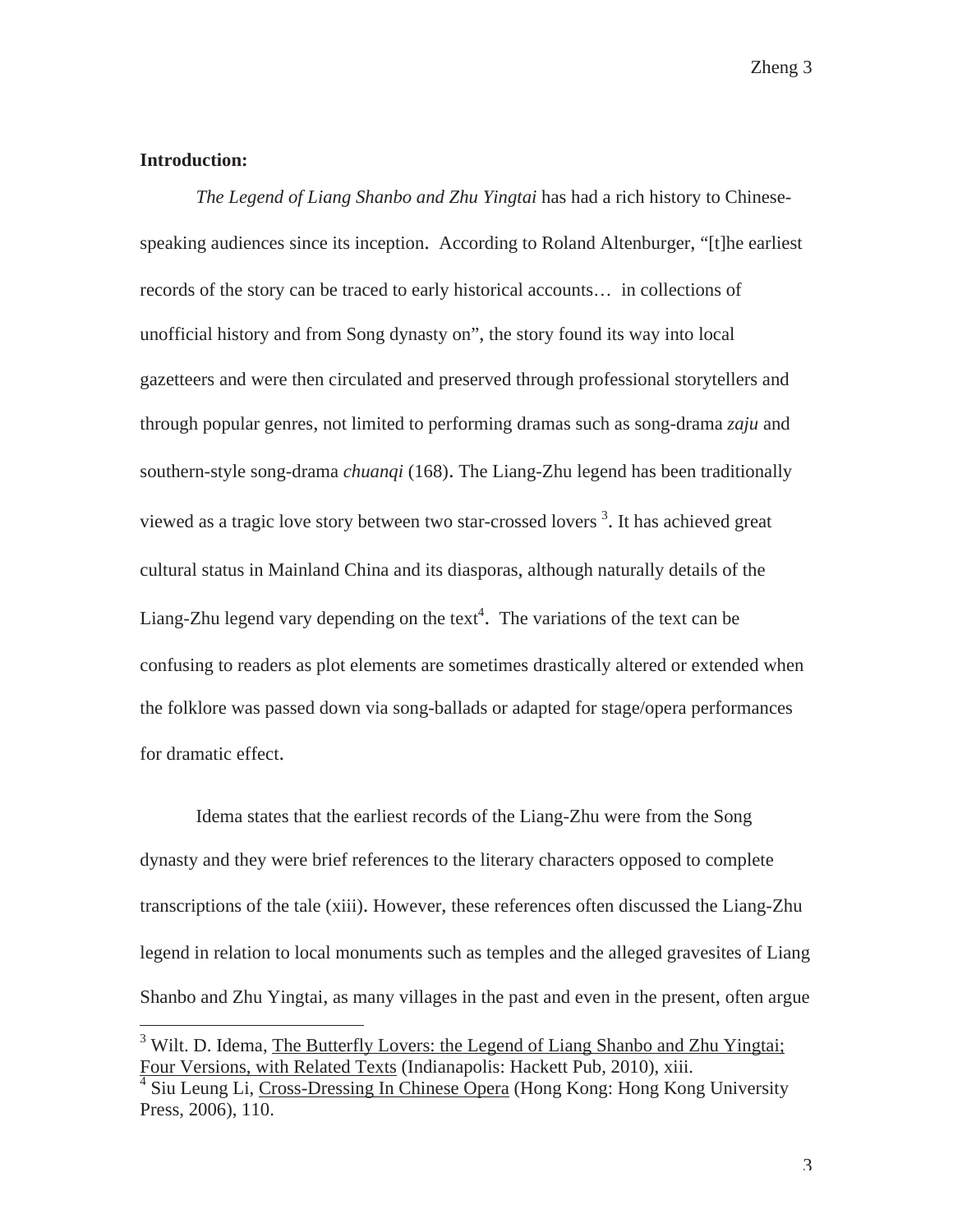**Introduction:**

*The Legend of Liang Shanbo and Zhu Yingtai* has had a rich history to Chinese-speaking audiences since its inception. According to Roland Altenburger, "[t]he earliest records of the story can be traced to early historical accounts… in collections of unofficial history and from Song dynasty on", the story found its way into local gazetteers and were then circulated and preserved through professional storytellers and through popular genres, not limited to performing dramas such as song-drama *zaju* and southern-style song-drama *chuanqi* (168). The Liang-Zhu legend has been traditionally viewed as a tragic love story between two star-crossed lovers [3]. It has achieved great cultural status in Mainland China and its diasporas, although naturally details of the Liang-Zhu legend vary depending on the text[4]. The variations of the text can be confusing to readers as plot elements are sometimes drastically altered or extended when the folklore was passed down via song-ballads or adapted for stage/opera performances for dramatic effect.

Idema states that the earliest records of the Liang-Zhu were from the Song dynasty and they were brief references to the literary characters opposed to complete transcriptions of the tale (xiii). However, these references often discussed the Liang-Zhu legend in relation to local monuments such as temples and the alleged gravesites of Liang Shanbo and Zhu Yingtai, as many villages in the past and even in the present, often argue

---

[3] Wilt. D. Idema, The Butterfly Lovers: the Legend of Liang Shanbo and Zhu Yingtai; Four Versions, with Related Texts (Indianapolis: Hackett Pub, 2010), xiii.

[4] Siu Leung Li, Cross-Dressing In Chinese Opera (Hong Kong: Hong Kong University Press, 2006), 110.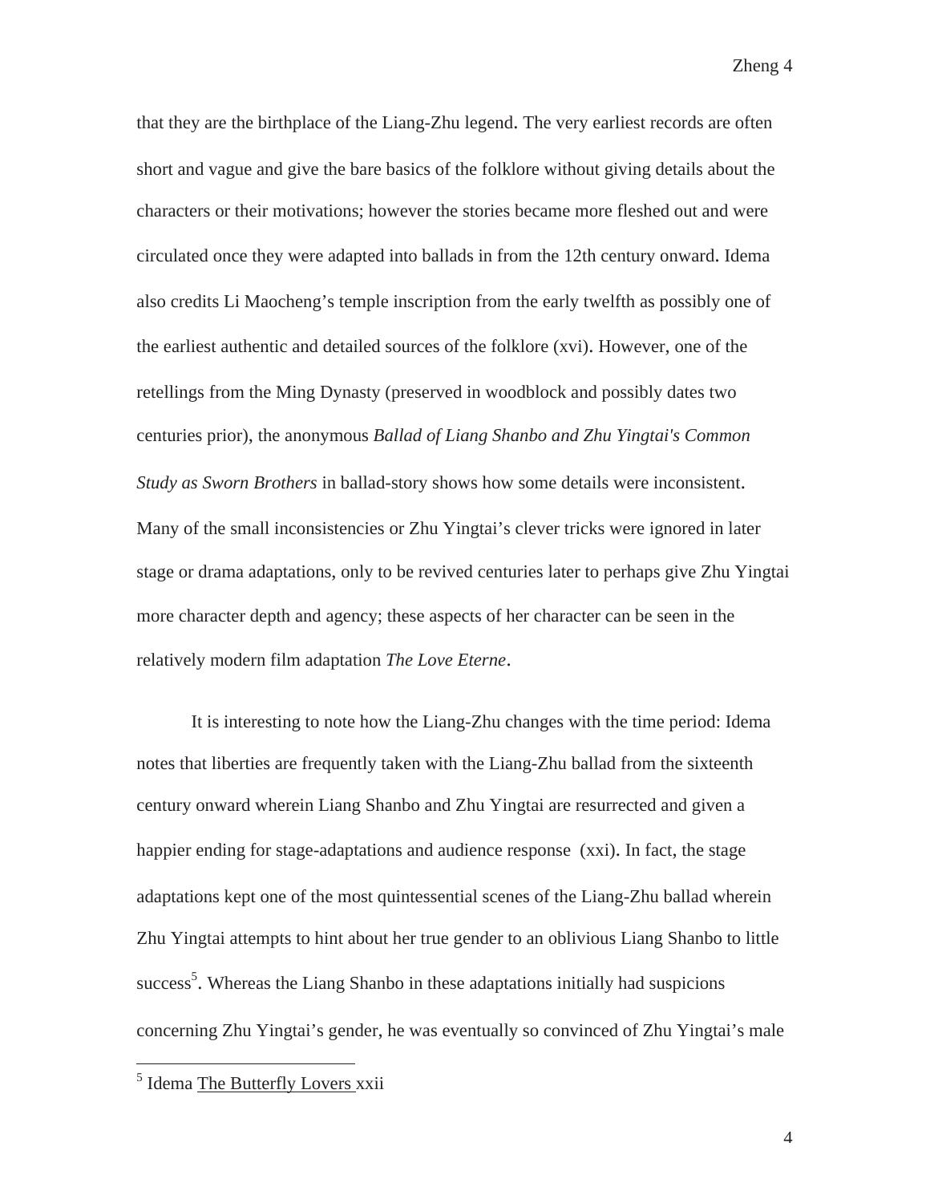that they are the birthplace of the Liang-Zhu legend. The very earliest records are often short and vague and give the bare basics of the folklore without giving details about the characters or their motivations; however the stories became more fleshed out and were circulated once they were adapted into ballads in from the 12th century onward. Idema also credits Li Maocheng's temple inscription from the early twelfth as possibly one of the earliest authentic and detailed sources of the folklore (xvi). However, one of the retellings from the Ming Dynasty (preserved in woodblock and possibly dates two centuries prior), the anonymous *Ballad of Liang Shanbo and Zhu Yingtai's Common Study as Sworn Brothers* in ballad-story shows how some details were inconsistent. Many of the small inconsistencies or Zhu Yingtai's clever tricks were ignored in later stage or drama adaptations, only to be revived centuries later to perhaps give Zhu Yingtai more character depth and agency; these aspects of her character can be seen in the relatively modern film adaptation *The Love Eterne*.

It is interesting to note how the Liang-Zhu changes with the time period: Idema notes that liberties are frequently taken with the Liang-Zhu ballad from the sixteenth century onward wherein Liang Shanbo and Zhu Yingtai are resurrected and given a happier ending for stage-adaptations and audience response (xxi). In fact, the stage adaptations kept one of the most quintessential scenes of the Liang-Zhu ballad wherein Zhu Yingtai attempts to hint about her true gender to an oblivious Liang Shanbo to little success[5]. Whereas the Liang Shanbo in these adaptations initially had suspicions concerning Zhu Yingtai's gender, he was eventually so convinced of Zhu Yingtai's male

---

[5] Idema The Butterfly Lovers xxii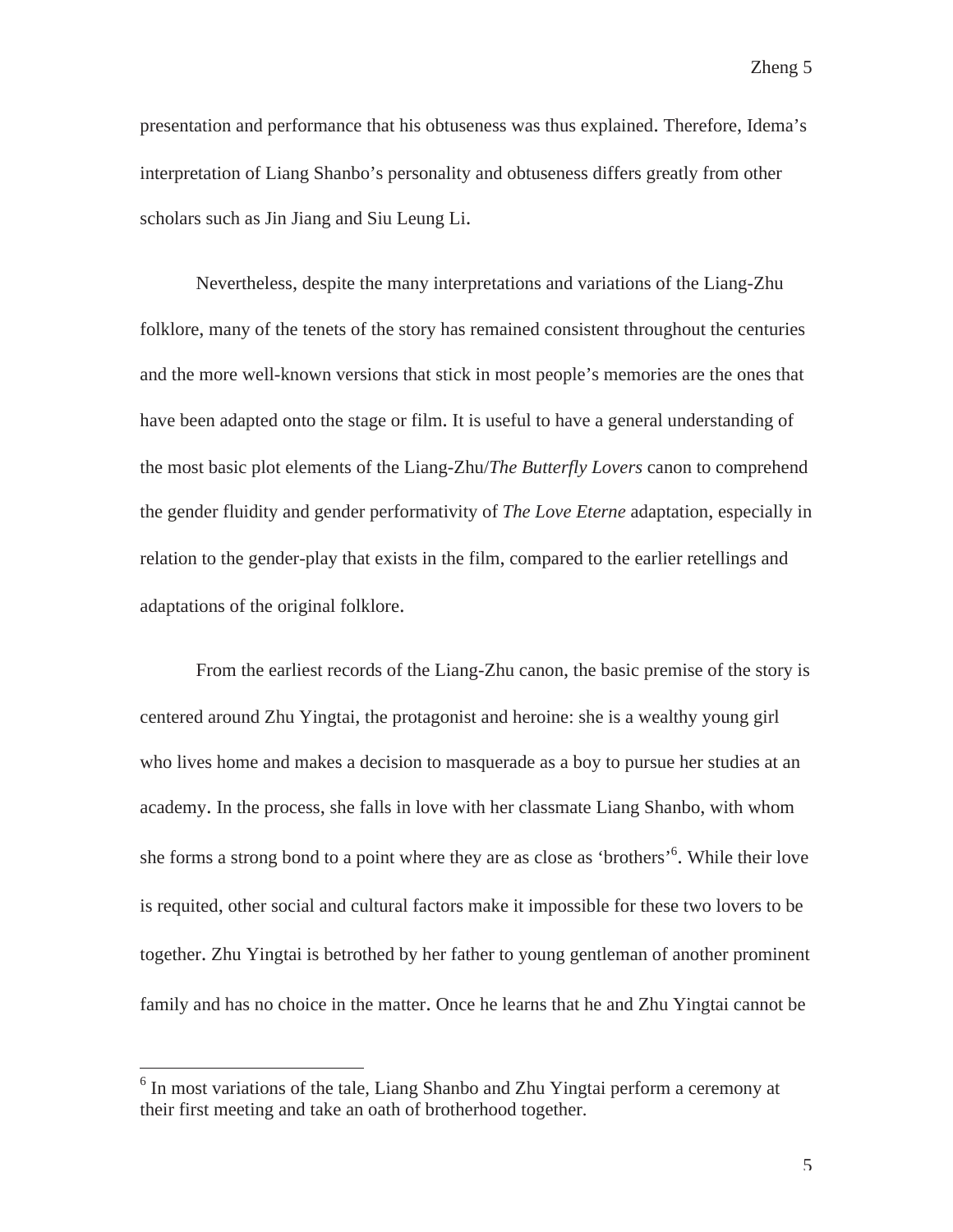presentation and performance that his obtuseness was thus explained. Therefore, Idema's interpretation of Liang Shanbo's personality and obtuseness differs greatly from other scholars such as Jin Jiang and Siu Leung Li.

Nevertheless, despite the many interpretations and variations of the Liang-Zhu folklore, many of the tenets of the story has remained consistent throughout the centuries and the more well-known versions that stick in most people's memories are the ones that have been adapted onto the stage or film. It is useful to have a general understanding of the most basic plot elements of the Liang-Zhu/*The Butterfly Lovers* canon to comprehend the gender fluidity and gender performativity of *The Love Eterne* adaptation, especially in relation to the gender-play that exists in the film, compared to the earlier retellings and adaptations of the original folklore.

From the earliest records of the Liang-Zhu canon, the basic premise of the story is centered around Zhu Yingtai, the protagonist and heroine: she is a wealthy young girl who lives home and makes a decision to masquerade as a boy to pursue her studies at an academy. In the process, she falls in love with her classmate Liang Shanbo, with whom she forms a strong bond to a point where they are as close as 'brothers'[6]. While their love is requited, other social and cultural factors make it impossible for these two lovers to be together. Zhu Yingtai is betrothed by her father to young gentleman of another prominent family and has no choice in the matter. Once he learns that he and Zhu Yingtai cannot be

[6] In most variations of the tale, Liang Shanbo and Zhu Yingtai perform a ceremony at their first meeting and take an oath of brotherhood together.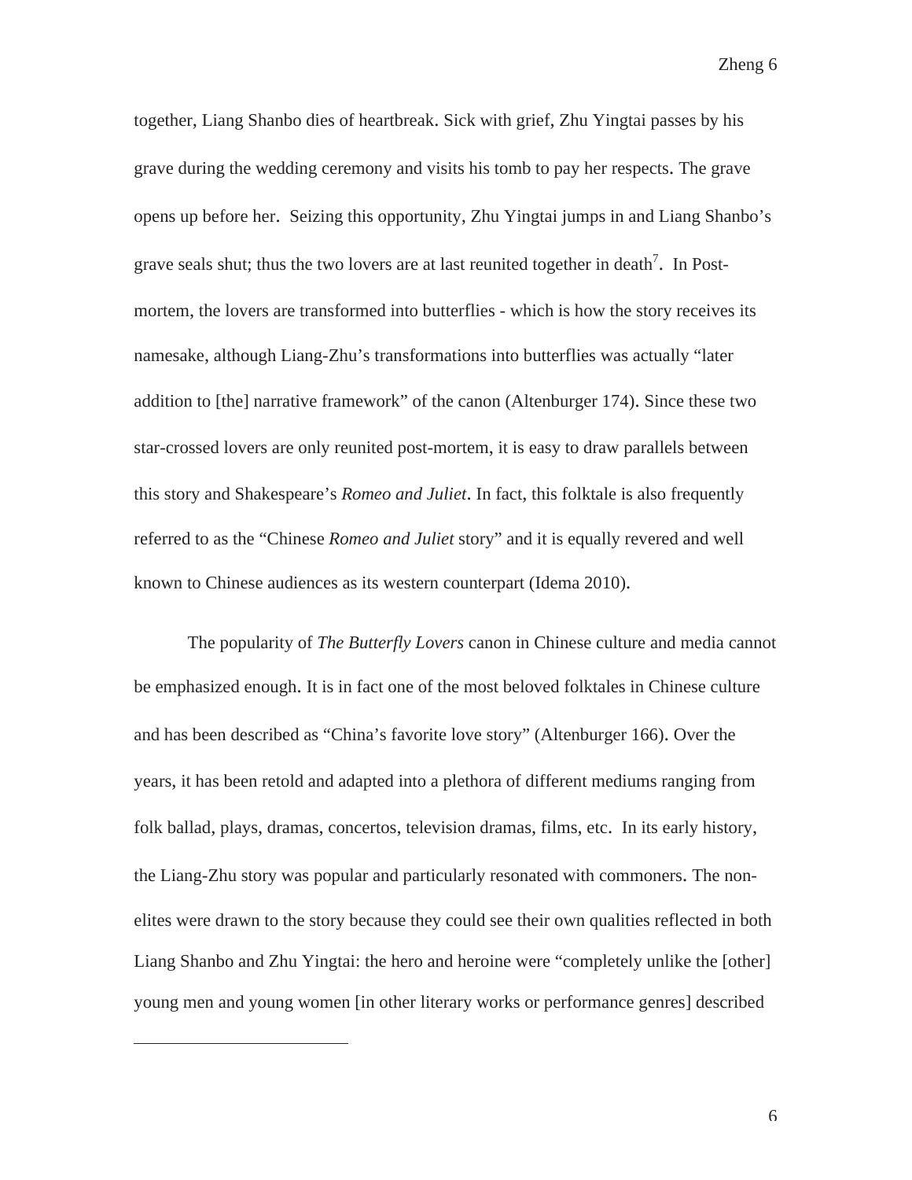together, Liang Shanbo dies of heartbreak. Sick with grief, Zhu Yingtai passes by his grave during the wedding ceremony and visits his tomb to pay her respects. The grave opens up before her. Seizing this opportunity, Zhu Yingtai jumps in and Liang Shanbo's grave seals shut; thus the two lovers are at last reunited together in death[7]. In Post-mortem, the lovers are transformed into butterflies - which is how the story receives its namesake, although Liang-Zhu's transformations into butterflies was actually "later addition to [the] narrative framework" of the canon (Altenburger 174). Since these two star-crossed lovers are only reunited post-mortem, it is easy to draw parallels between this story and Shakespeare's *Romeo and Juliet*. In fact, this folktale is also frequently referred to as the "Chinese *Romeo and Juliet* story" and it is equally revered and well known to Chinese audiences as its western counterpart (Idema 2010).

The popularity of *The Butterfly Lovers* canon in Chinese culture and media cannot be emphasized enough. It is in fact one of the most beloved folktales in Chinese culture and has been described as "China's favorite love story" (Altenburger 166). Over the years, it has been retold and adapted into a plethora of different mediums ranging from folk ballad, plays, dramas, concertos, television dramas, films, etc. In its early history, the Liang-Zhu story was popular and particularly resonated with commoners. The non-elites were drawn to the story because they could see their own qualities reflected in both Liang Shanbo and Zhu Yingtai: the hero and heroine were "completely unlike the [other] young men and young women [in other literary works or performance genres] described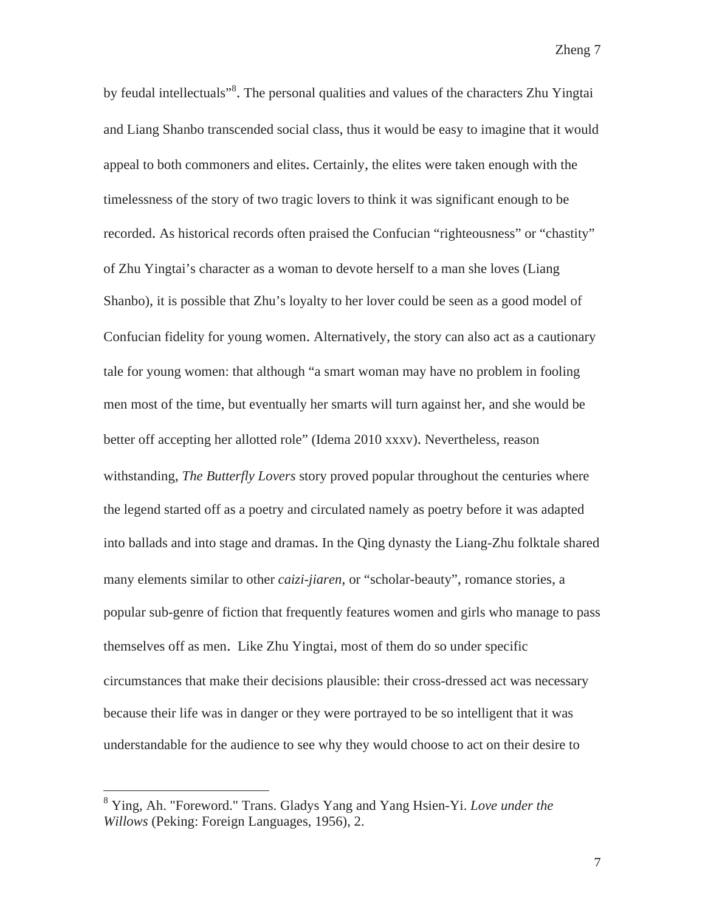by feudal intellectuals"[8]. The personal qualities and values of the characters Zhu Yingtai and Liang Shanbo transcended social class, thus it would be easy to imagine that it would appeal to both commoners and elites. Certainly, the elites were taken enough with the timelessness of the story of two tragic lovers to think it was significant enough to be recorded. As historical records often praised the Confucian "righteousness" or "chastity" of Zhu Yingtai's character as a woman to devote herself to a man she loves (Liang Shanbo), it is possible that Zhu's loyalty to her lover could be seen as a good model of Confucian fidelity for young women. Alternatively, the story can also act as a cautionary tale for young women: that although "a smart woman may have no problem in fooling men most of the time, but eventually her smarts will turn against her, and she would be better off accepting her allotted role" (Idema 2010 xxxv). Nevertheless, reason withstanding, *The Butterfly Lovers* story proved popular throughout the centuries where the legend started off as a poetry and circulated namely as poetry before it was adapted into ballads and into stage and dramas. In the Qing dynasty the Liang-Zhu folktale shared many elements similar to other *caizi-jiaren*, or "scholar-beauty", romance stories, a popular sub-genre of fiction that frequently features women and girls who manage to pass themselves off as men. Like Zhu Yingtai, most of them do so under specific circumstances that make their decisions plausible: their cross-dressed act was necessary because their life was in danger or they were portrayed to be so intelligent that it was understandable for the audience to see why they would choose to act on their desire to

---

[8] Ying, Ah. "Foreword." Trans. Gladys Yang and Yang Hsien-Yi. *Love under the Willows* (Peking: Foreign Languages, 1956), 2.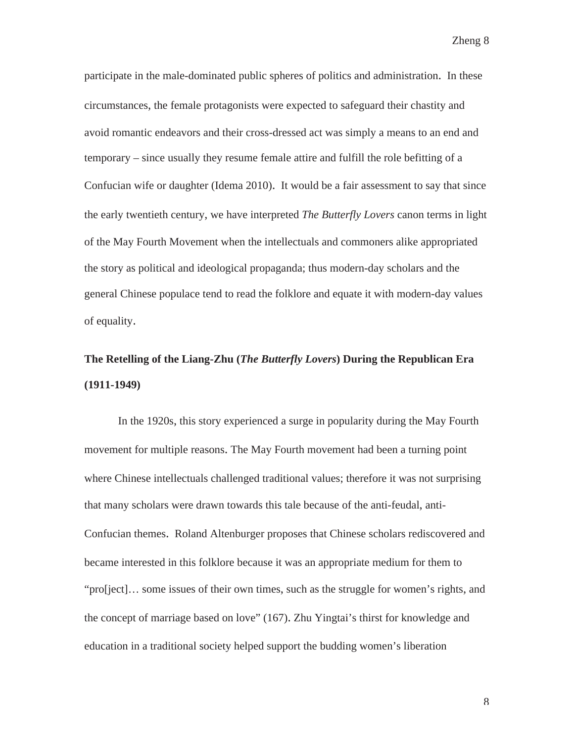participate in the male-dominated public spheres of politics and administration. In these circumstances, the female protagonists were expected to safeguard their chastity and avoid romantic endeavors and their cross-dressed act was simply a means to an end and temporary – since usually they resume female attire and fulfill the role befitting of a Confucian wife or daughter (Idema 2010). It would be a fair assessment to say that since the early twentieth century, we have interpreted *The Butterfly Lovers* canon terms in light of the May Fourth Movement when the intellectuals and commoners alike appropriated the story as political and ideological propaganda; thus modern-day scholars and the general Chinese populace tend to read the folklore and equate it with modern-day values of equality.

## The Retelling of the Liang-Zhu (*The Butterfly Lovers*) During the Republican Era (1911-1949)

In the 1920s, this story experienced a surge in popularity during the May Fourth movement for multiple reasons. The May Fourth movement had been a turning point where Chinese intellectuals challenged traditional values; therefore it was not surprising that many scholars were drawn towards this tale because of the anti-feudal, anti-Confucian themes. Roland Altenburger proposes that Chinese scholars rediscovered and became interested in this folklore because it was an appropriate medium for them to "pro[ject]… some issues of their own times, such as the struggle for women's rights, and the concept of marriage based on love" (167). Zhu Yingtai's thirst for knowledge and education in a traditional society helped support the budding women's liberation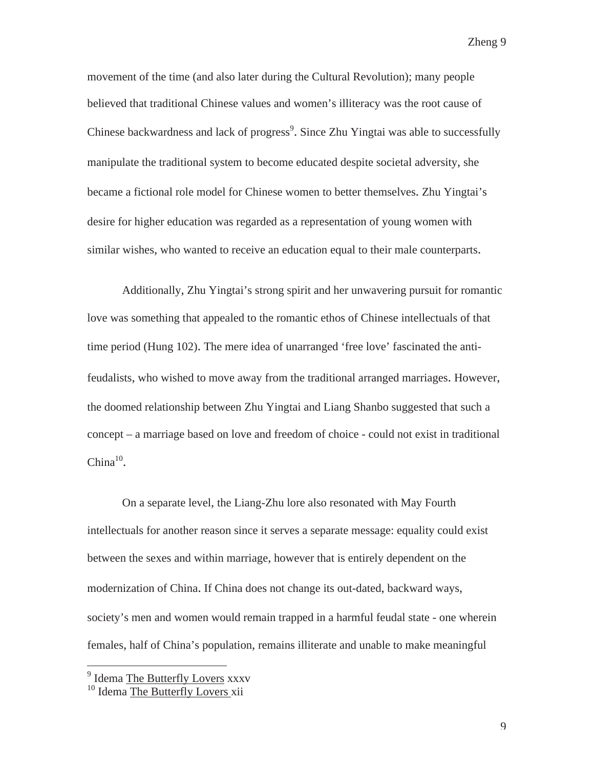movement of the time (and also later during the Cultural Revolution); many people believed that traditional Chinese values and women's illiteracy was the root cause of Chinese backwardness and lack of progress[9]. Since Zhu Yingtai was able to successfully manipulate the traditional system to become educated despite societal adversity, she became a fictional role model for Chinese women to better themselves. Zhu Yingtai's desire for higher education was regarded as a representation of young women with similar wishes, who wanted to receive an education equal to their male counterparts.

Additionally, Zhu Yingtai's strong spirit and her unwavering pursuit for romantic love was something that appealed to the romantic ethos of Chinese intellectuals of that time period (Hung 102). The mere idea of unarranged 'free love' fascinated the anti-feudalists, who wished to move away from the traditional arranged marriages. However, the doomed relationship between Zhu Yingtai and Liang Shanbo suggested that such a concept – a marriage based on love and freedom of choice - could not exist in traditional China[10].

On a separate level, the Liang-Zhu lore also resonated with May Fourth intellectuals for another reason since it serves a separate message: equality could exist between the sexes and within marriage, however that is entirely dependent on the modernization of China. If China does not change its out-dated, backward ways, society's men and women would remain trapped in a harmful feudal state - one wherein females, half of China's population, remains illiterate and unable to make meaningful

---

[9] Idema The Butterfly Lovers xxxv

[10] Idema The Butterfly Lovers xii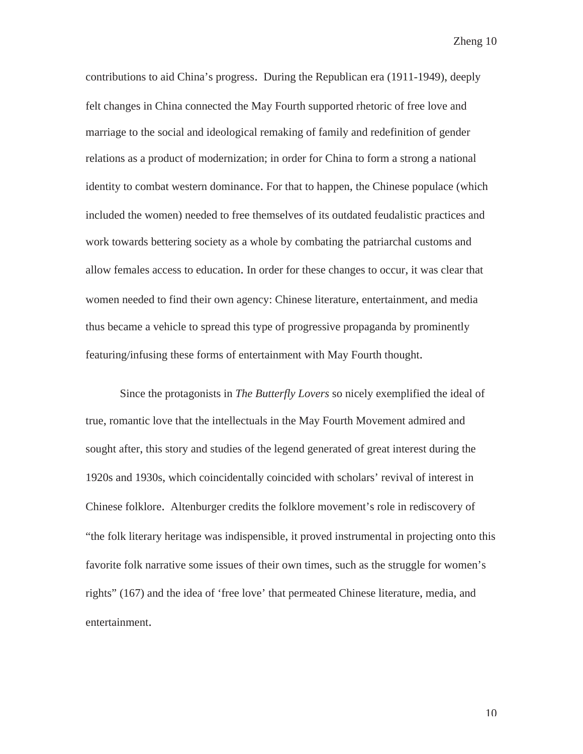contributions to aid China's progress. During the Republican era (1911-1949), deeply felt changes in China connected the May Fourth supported rhetoric of free love and marriage to the social and ideological remaking of family and redefinition of gender relations as a product of modernization; in order for China to form a strong a national identity to combat western dominance. For that to happen, the Chinese populace (which included the women) needed to free themselves of its outdated feudalistic practices and work towards bettering society as a whole by combating the patriarchal customs and allow females access to education. In order for these changes to occur, it was clear that women needed to find their own agency: Chinese literature, entertainment, and media thus became a vehicle to spread this type of progressive propaganda by prominently featuring/infusing these forms of entertainment with May Fourth thought.

Since the protagonists in *The Butterfly Lovers* so nicely exemplified the ideal of true, romantic love that the intellectuals in the May Fourth Movement admired and sought after, this story and studies of the legend generated of great interest during the 1920s and 1930s, which coincidentally coincided with scholars' revival of interest in Chinese folklore. Altenburger credits the folklore movement's role in rediscovery of "the folk literary heritage was indispensible, it proved instrumental in projecting onto this favorite folk narrative some issues of their own times, such as the struggle for women's rights" (167) and the idea of 'free love' that permeated Chinese literature, media, and entertainment.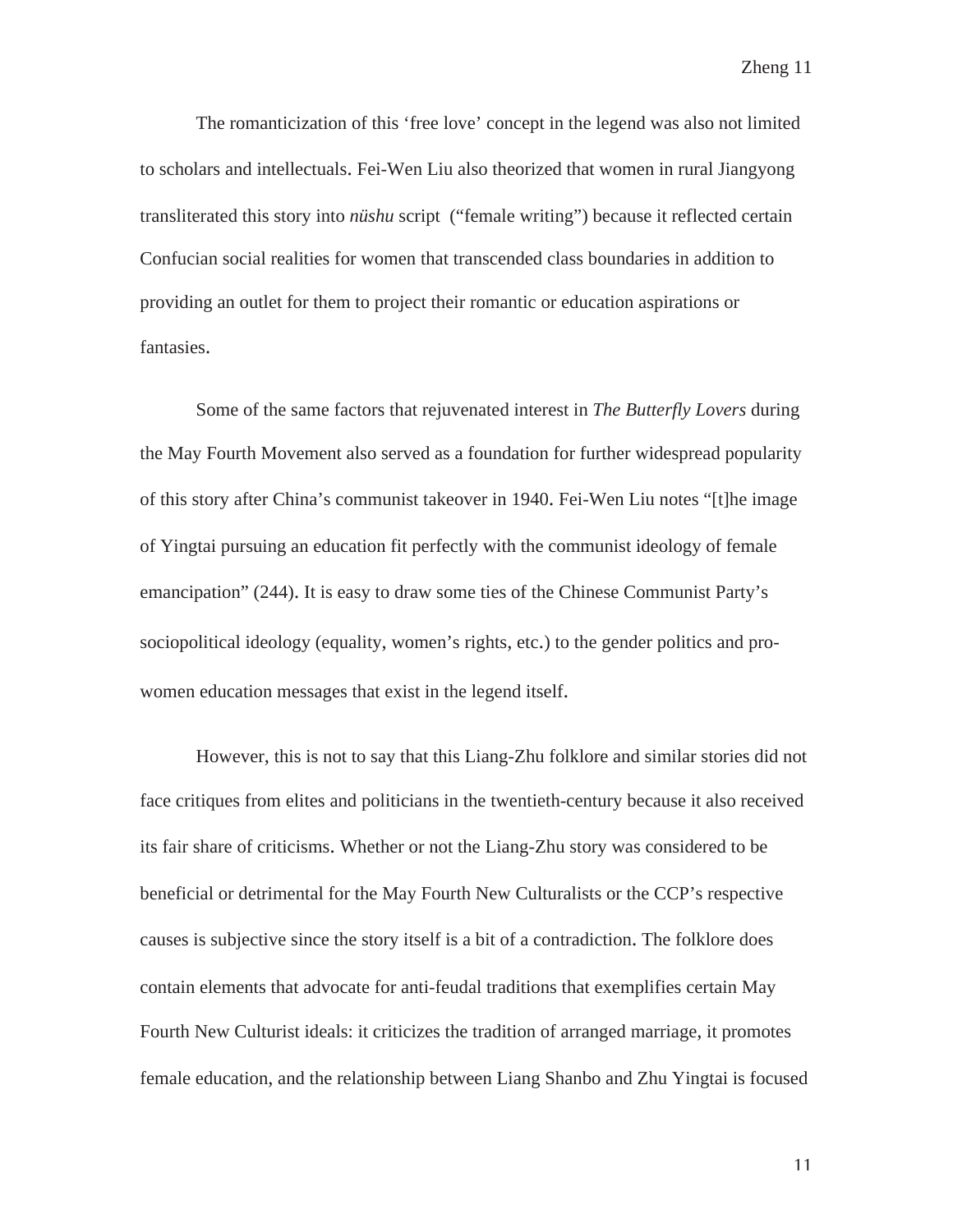The romanticization of this 'free love' concept in the legend was also not limited to scholars and intellectuals. Fei-Wen Liu also theorized that women in rural Jiangyong transliterated this story into *nüshu* script ("female writing") because it reflected certain Confucian social realities for women that transcended class boundaries in addition to providing an outlet for them to project their romantic or education aspirations or fantasies.

Some of the same factors that rejuvenated interest in *The Butterfly Lovers* during the May Fourth Movement also served as a foundation for further widespread popularity of this story after China's communist takeover in 1940. Fei-Wen Liu notes "[t]he image of Yingtai pursuing an education fit perfectly with the communist ideology of female emancipation" (244). It is easy to draw some ties of the Chinese Communist Party's sociopolitical ideology (equality, women's rights, etc.) to the gender politics and pro-women education messages that exist in the legend itself.

However, this is not to say that this Liang-Zhu folklore and similar stories did not face critiques from elites and politicians in the twentieth-century because it also received its fair share of criticisms. Whether or not the Liang-Zhu story was considered to be beneficial or detrimental for the May Fourth New Culturalists or the CCP's respective causes is subjective since the story itself is a bit of a contradiction. The folklore does contain elements that advocate for anti-feudal traditions that exemplifies certain May Fourth New Culturist ideals: it criticizes the tradition of arranged marriage, it promotes female education, and the relationship between Liang Shanbo and Zhu Yingtai is focused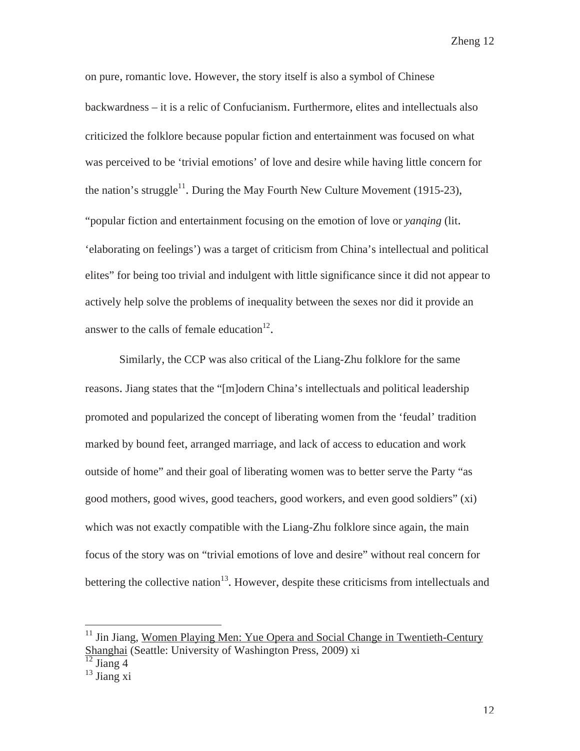on pure, romantic love. However, the story itself is also a symbol of Chinese backwardness – it is a relic of Confucianism. Furthermore, elites and intellectuals also criticized the folklore because popular fiction and entertainment was focused on what was perceived to be 'trivial emotions' of love and desire while having little concern for the nation's struggle[11]. During the May Fourth New Culture Movement (1915-23), "popular fiction and entertainment focusing on the emotion of love or *yanqing* (lit. 'elaborating on feelings') was a target of criticism from China's intellectual and political elites" for being too trivial and indulgent with little significance since it did not appear to actively help solve the problems of inequality between the sexes nor did it provide an answer to the calls of female education[12].

Similarly, the CCP was also critical of the Liang-Zhu folklore for the same reasons. Jiang states that the "[m]odern China's intellectuals and political leadership promoted and popularized the concept of liberating women from the 'feudal' tradition marked by bound feet, arranged marriage, and lack of access to education and work outside of home" and their goal of liberating women was to better serve the Party "as good mothers, good wives, good teachers, good workers, and even good soldiers" (xi) which was not exactly compatible with the Liang-Zhu folklore since again, the main focus of the story was on "trivial emotions of love and desire" without real concern for bettering the collective nation[13]. However, despite these criticisms from intellectuals and

---

[11] Jin Jiang, Women Playing Men: Yue Opera and Social Change in Twentieth-Century Shanghai (Seattle: University of Washington Press, 2009) xi

[12] Jiang 4

[13] Jiang xi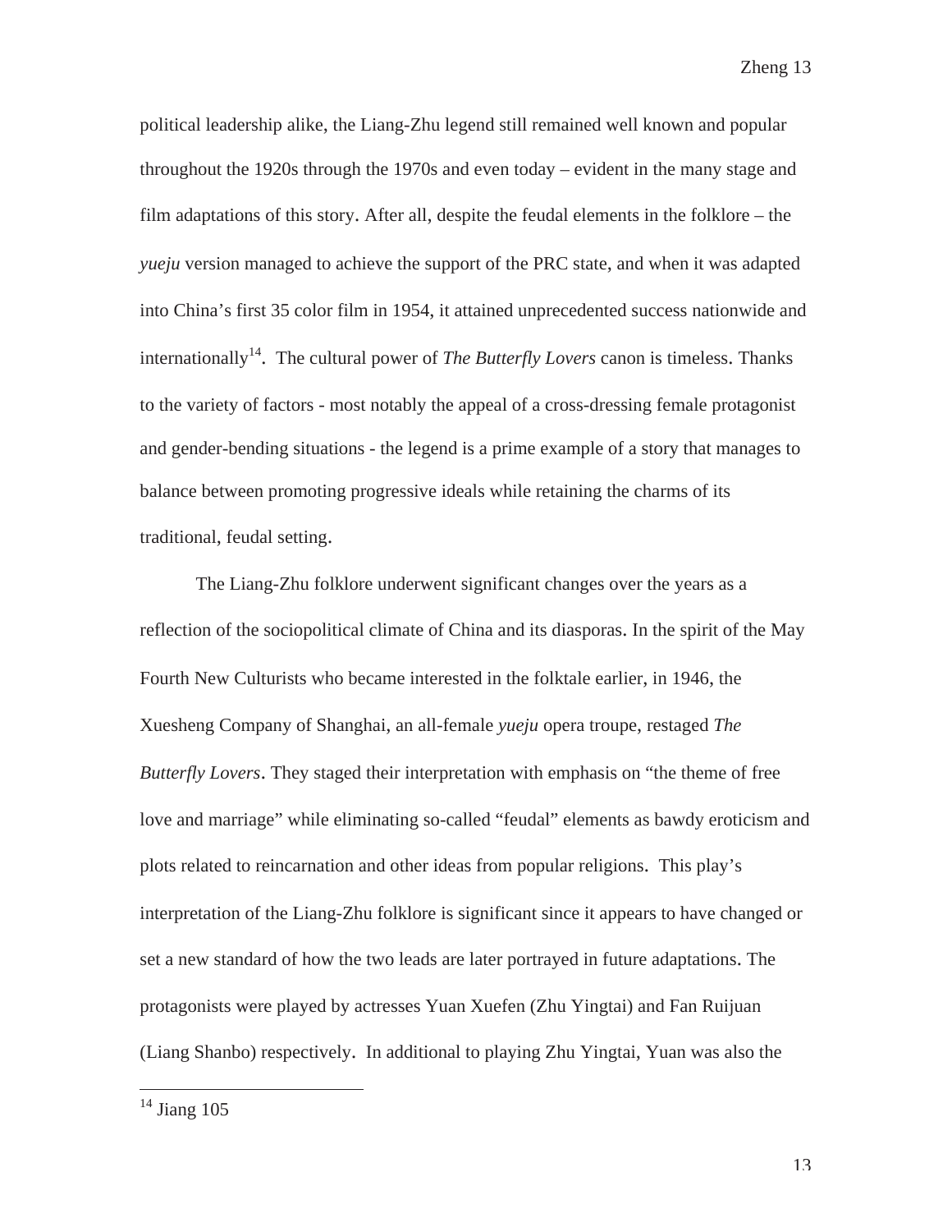political leadership alike, the Liang-Zhu legend still remained well known and popular throughout the 1920s through the 1970s and even today – evident in the many stage and film adaptations of this story. After all, despite the feudal elements in the folklore – the *yueju* version managed to achieve the support of the PRC state, and when it was adapted into China's first 35 color film in 1954, it attained unprecedented success nationwide and internationally[14]. The cultural power of *The Butterfly Lovers* canon is timeless. Thanks to the variety of factors - most notably the appeal of a cross-dressing female protagonist and gender-bending situations - the legend is a prime example of a story that manages to balance between promoting progressive ideals while retaining the charms of its traditional, feudal setting.

The Liang-Zhu folklore underwent significant changes over the years as a reflection of the sociopolitical climate of China and its diasporas. In the spirit of the May Fourth New Culturists who became interested in the folktale earlier, in 1946, the Xuesheng Company of Shanghai, an all-female *yueju* opera troupe, restaged *The Butterfly Lovers*. They staged their interpretation with emphasis on "the theme of free love and marriage" while eliminating so-called "feudal" elements as bawdy eroticism and plots related to reincarnation and other ideas from popular religions. This play's interpretation of the Liang-Zhu folklore is significant since it appears to have changed or set a new standard of how the two leads are later portrayed in future adaptations. The protagonists were played by actresses Yuan Xuefen (Zhu Yingtai) and Fan Ruijuan (Liang Shanbo) respectively. In additional to playing Zhu Yingtai, Yuan was also the

[14] Jiang 105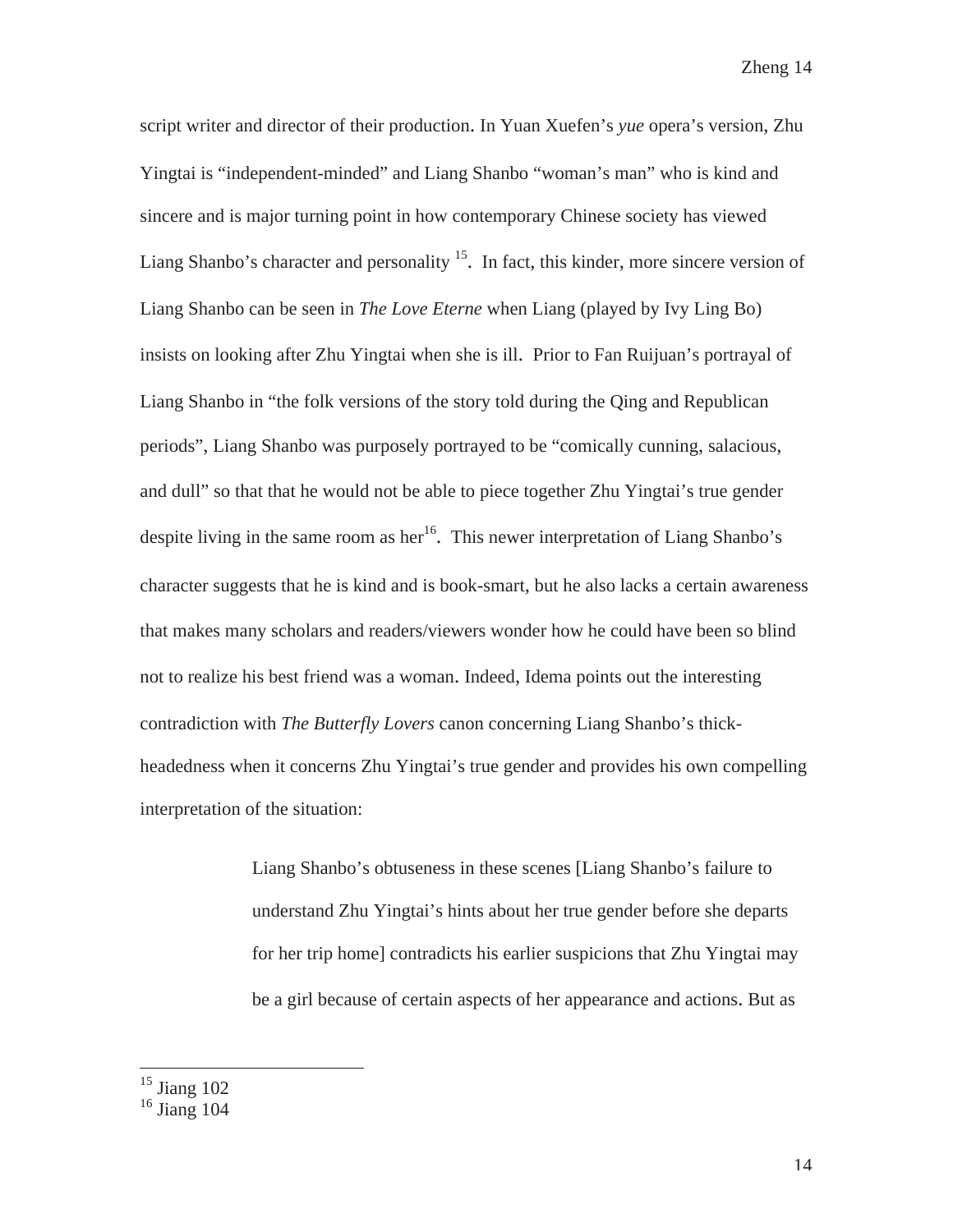script writer and director of their production. In Yuan Xuefen's *yue* opera's version, Zhu Yingtai is "independent-minded" and Liang Shanbo "woman's man" who is kind and sincere and is major turning point in how contemporary Chinese society has viewed Liang Shanbo's character and personality [15]. In fact, this kinder, more sincere version of Liang Shanbo can be seen in *The Love Eterne* when Liang (played by Ivy Ling Bo) insists on looking after Zhu Yingtai when she is ill. Prior to Fan Ruijuan's portrayal of Liang Shanbo in "the folk versions of the story told during the Qing and Republican periods", Liang Shanbo was purposely portrayed to be "comically cunning, salacious, and dull" so that that he would not be able to piece together Zhu Yingtai's true gender despite living in the same room as her[16]. This newer interpretation of Liang Shanbo's character suggests that he is kind and is book-smart, but he also lacks a certain awareness that makes many scholars and readers/viewers wonder how he could have been so blind not to realize his best friend was a woman. Indeed, Idema points out the interesting contradiction with *The Butterfly Lovers* canon concerning Liang Shanbo's thick-headedness when it concerns Zhu Yingtai's true gender and provides his own compelling interpretation of the situation:

> Liang Shanbo's obtuseness in these scenes [Liang Shanbo's failure to understand Zhu Yingtai's hints about her true gender before she departs for her trip home] contradicts his earlier suspicions that Zhu Yingtai may be a girl because of certain aspects of her appearance and actions. But as

---

[15] Jiang 102

[16] Jiang 104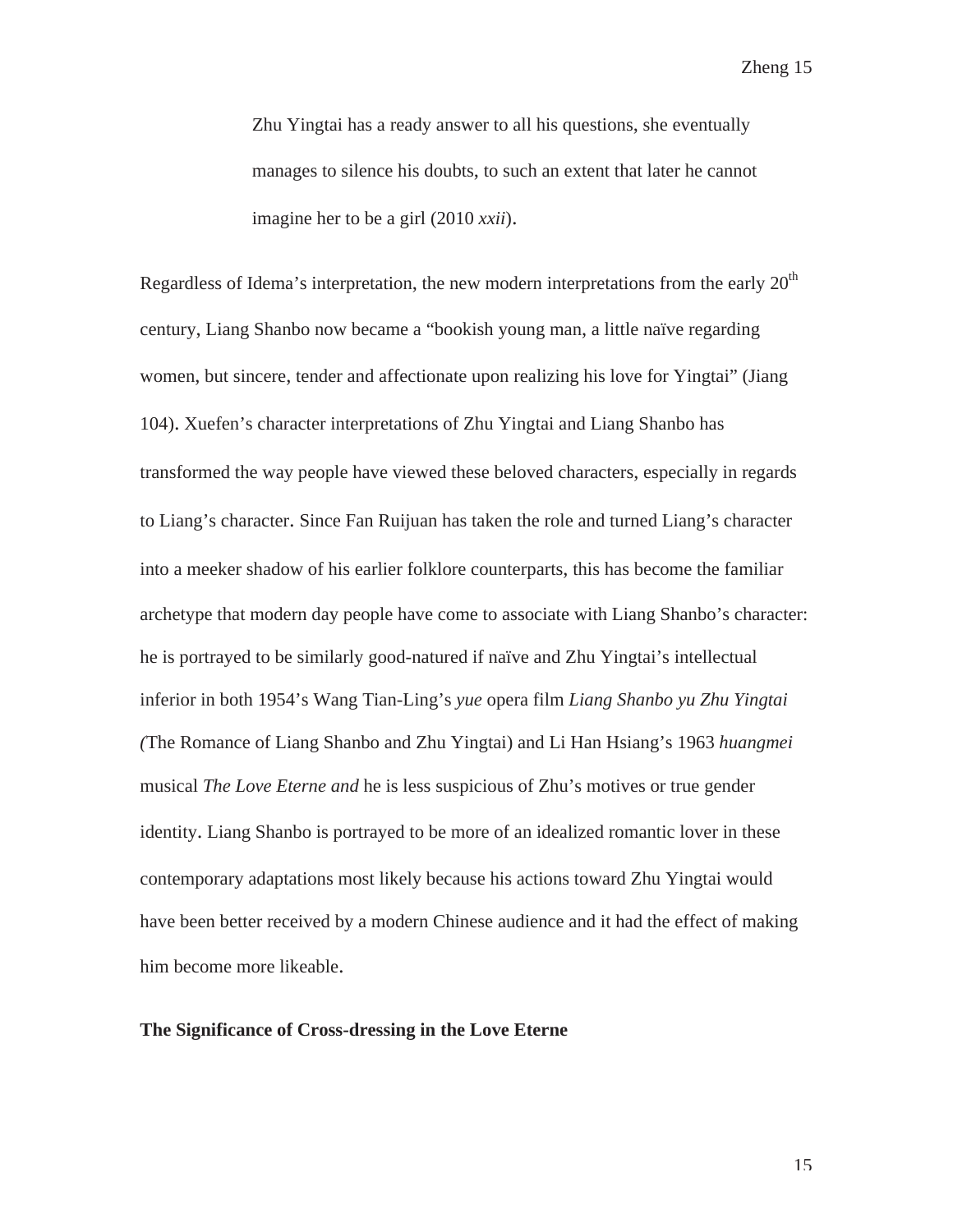> Zhu Yingtai has a ready answer to all his questions, she eventually manages to silence his doubts, to such an extent that later he cannot imagine her to be a girl (2010 *xxii*).

Regardless of Idema's interpretation, the new modern interpretations from the early 20th century, Liang Shanbo now became a "bookish young man, a little naïve regarding women, but sincere, tender and affectionate upon realizing his love for Yingtai" (Jiang 104). Xuefen's character interpretations of Zhu Yingtai and Liang Shanbo has transformed the way people have viewed these beloved characters, especially in regards to Liang's character. Since Fan Ruijuan has taken the role and turned Liang's character into a meeker shadow of his earlier folklore counterparts, this has become the familiar archetype that modern day people have come to associate with Liang Shanbo's character: he is portrayed to be similarly good-natured if naïve and Zhu Yingtai's intellectual inferior in both 1954's Wang Tian-Ling's *yue* opera film *Liang Shanbo yu Zhu Yingtai (*The Romance of Liang Shanbo and Zhu Yingtai) and Li Han Hsiang's 1963 *huangmei* musical *The Love Eterne and* he is less suspicious of Zhu's motives or true gender identity. Liang Shanbo is portrayed to be more of an idealized romantic lover in these contemporary adaptations most likely because his actions toward Zhu Yingtai would have been better received by a modern Chinese audience and it had the effect of making him become more likeable.

**The Significance of Cross-dressing in the Love Eterne**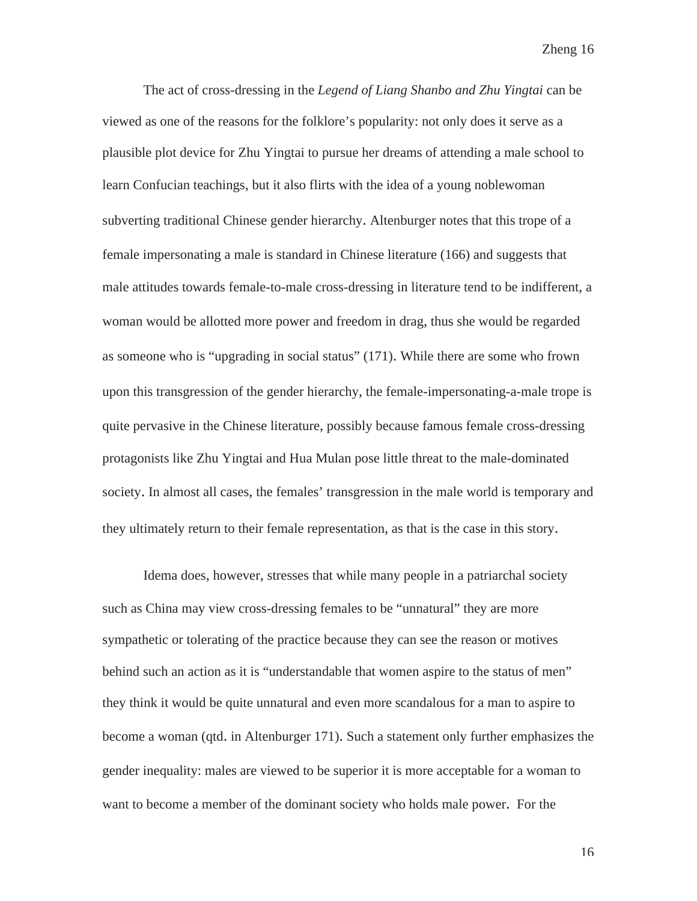The act of cross-dressing in the *Legend of Liang Shanbo and Zhu Yingtai* can be viewed as one of the reasons for the folklore's popularity: not only does it serve as a plausible plot device for Zhu Yingtai to pursue her dreams of attending a male school to learn Confucian teachings, but it also flirts with the idea of a young noblewoman subverting traditional Chinese gender hierarchy. Altenburger notes that this trope of a female impersonating a male is standard in Chinese literature (166) and suggests that male attitudes towards female-to-male cross-dressing in literature tend to be indifferent, a woman would be allotted more power and freedom in drag, thus she would be regarded as someone who is "upgrading in social status" (171). While there are some who frown upon this transgression of the gender hierarchy, the female-impersonating-a-male trope is quite pervasive in the Chinese literature, possibly because famous female cross-dressing protagonists like Zhu Yingtai and Hua Mulan pose little threat to the male-dominated society. In almost all cases, the females' transgression in the male world is temporary and they ultimately return to their female representation, as that is the case in this story.

Idema does, however, stresses that while many people in a patriarchal society such as China may view cross-dressing females to be "unnatural" they are more sympathetic or tolerating of the practice because they can see the reason or motives behind such an action as it is "understandable that women aspire to the status of men" they think it would be quite unnatural and even more scandalous for a man to aspire to become a woman (qtd. in Altenburger 171). Such a statement only further emphasizes the gender inequality: males are viewed to be superior it is more acceptable for a woman to want to become a member of the dominant society who holds male power. For the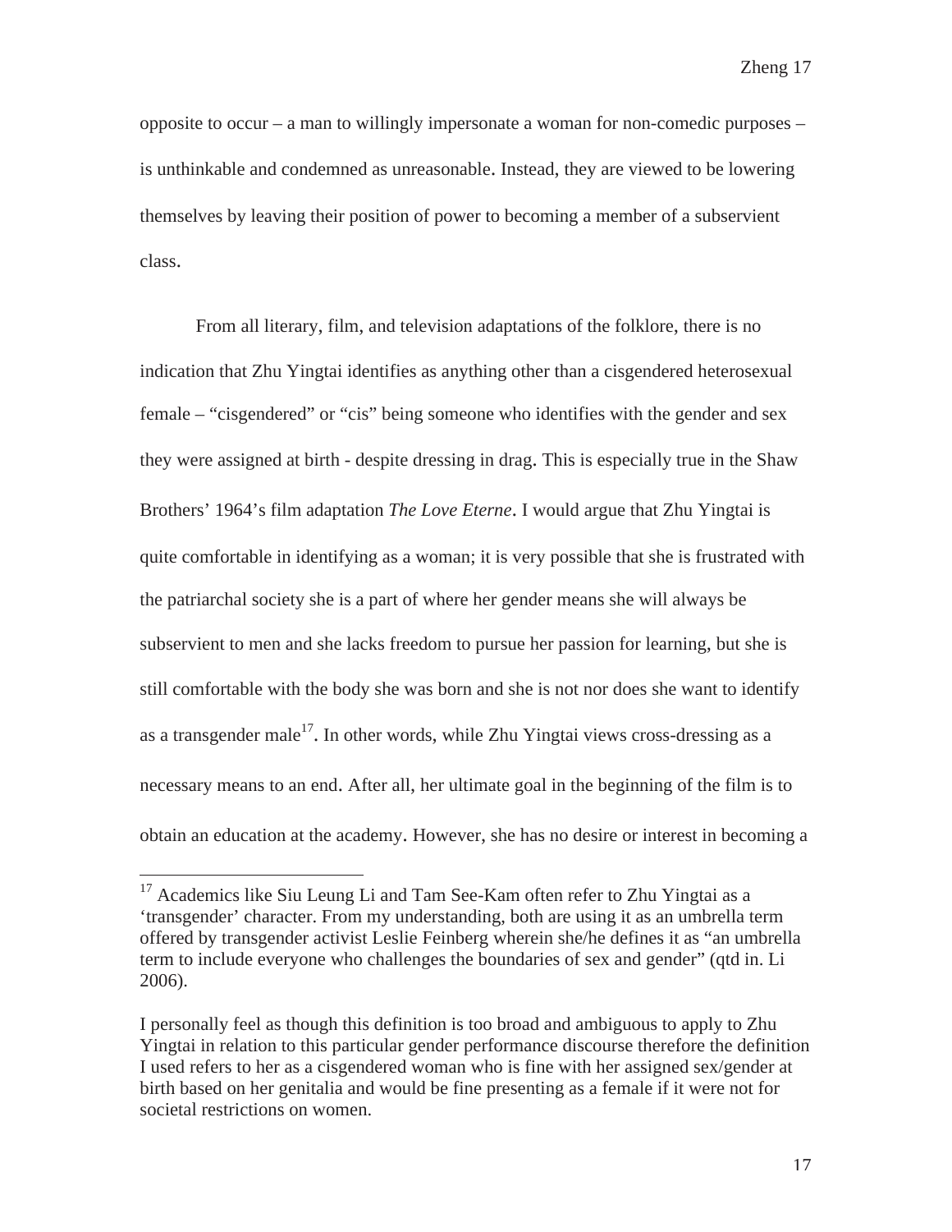opposite to occur – a man to willingly impersonate a woman for non-comedic purposes – is unthinkable and condemned as unreasonable. Instead, they are viewed to be lowering themselves by leaving their position of power to becoming a member of a subservient class.

From all literary, film, and television adaptations of the folklore, there is no indication that Zhu Yingtai identifies as anything other than a cisgendered heterosexual female – "cisgendered" or "cis" being someone who identifies with the gender and sex they were assigned at birth - despite dressing in drag. This is especially true in the Shaw Brothers' 1964's film adaptation *The Love Eterne*. I would argue that Zhu Yingtai is quite comfortable in identifying as a woman; it is very possible that she is frustrated with the patriarchal society she is a part of where her gender means she will always be subservient to men and she lacks freedom to pursue her passion for learning, but she is still comfortable with the body she was born and she is not nor does she want to identify as a transgender male[17]. In other words, while Zhu Yingtai views cross-dressing as a necessary means to an end. After all, her ultimate goal in the beginning of the film is to obtain an education at the academy. However, she has no desire or interest in becoming a

---

[17] Academics like Siu Leung Li and Tam See-Kam often refer to Zhu Yingtai as a 'transgender' character. From my understanding, both are using it as an umbrella term offered by transgender activist Leslie Feinberg wherein she/he defines it as "an umbrella term to include everyone who challenges the boundaries of sex and gender" (qtd in. Li 2006).

I personally feel as though this definition is too broad and ambiguous to apply to Zhu Yingtai in relation to this particular gender performance discourse therefore the definition I used refers to her as a cisgendered woman who is fine with her assigned sex/gender at birth based on her genitalia and would be fine presenting as a female if it were not for societal restrictions on women.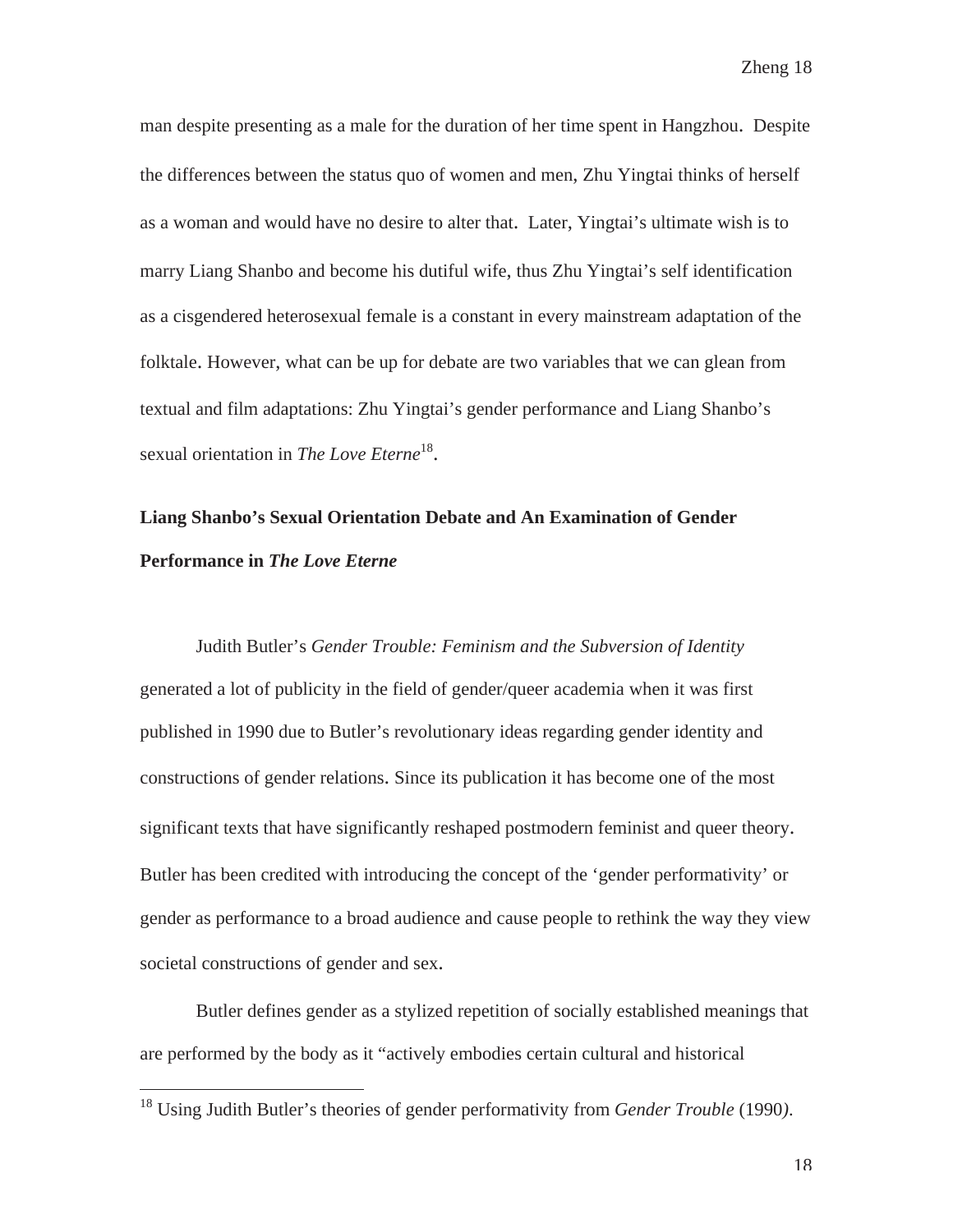man despite presenting as a male for the duration of her time spent in Hangzhou. Despite the differences between the status quo of women and men, Zhu Yingtai thinks of herself as a woman and would have no desire to alter that. Later, Yingtai's ultimate wish is to marry Liang Shanbo and become his dutiful wife, thus Zhu Yingtai's self identification as a cisgendered heterosexual female is a constant in every mainstream adaptation of the folktale. However, what can be up for debate are two variables that we can glean from textual and film adaptations: Zhu Yingtai's gender performance and Liang Shanbo's sexual orientation in *The Love Eterne*[18].

## Liang Shanbo's Sexual Orientation Debate and An Examination of Gender Performance in *The Love Eterne*

Judith Butler's *Gender Trouble: Feminism and the Subversion of Identity* generated a lot of publicity in the field of gender/queer academia when it was first published in 1990 due to Butler's revolutionary ideas regarding gender identity and constructions of gender relations. Since its publication it has become one of the most significant texts that have significantly reshaped postmodern feminist and queer theory. Butler has been credited with introducing the concept of the 'gender performativity' or gender as performance to a broad audience and cause people to rethink the way they view societal constructions of gender and sex.

Butler defines gender as a stylized repetition of socially established meanings that are performed by the body as it "actively embodies certain cultural and historical

---

[18] Using Judith Butler's theories of gender performativity from *Gender Trouble* (1990).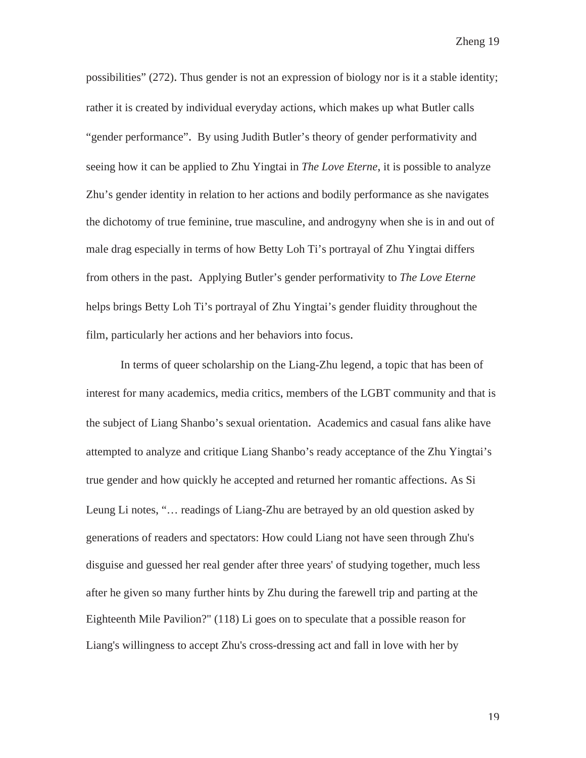possibilities" (272). Thus gender is not an expression of biology nor is it a stable identity; rather it is created by individual everyday actions, which makes up what Butler calls "gender performance". By using Judith Butler's theory of gender performativity and seeing how it can be applied to Zhu Yingtai in *The Love Eterne*, it is possible to analyze Zhu's gender identity in relation to her actions and bodily performance as she navigates the dichotomy of true feminine, true masculine, and androgyny when she is in and out of male drag especially in terms of how Betty Loh Ti's portrayal of Zhu Yingtai differs from others in the past. Applying Butler's gender performativity to *The Love Eterne* helps brings Betty Loh Ti's portrayal of Zhu Yingtai's gender fluidity throughout the film, particularly her actions and her behaviors into focus.

In terms of queer scholarship on the Liang-Zhu legend, a topic that has been of interest for many academics, media critics, members of the LGBT community and that is the subject of Liang Shanbo's sexual orientation. Academics and casual fans alike have attempted to analyze and critique Liang Shanbo's ready acceptance of the Zhu Yingtai's true gender and how quickly he accepted and returned her romantic affections. As Si Leung Li notes, "… readings of Liang-Zhu are betrayed by an old question asked by generations of readers and spectators: How could Liang not have seen through Zhu's disguise and guessed her real gender after three years' of studying together, much less after he given so many further hints by Zhu during the farewell trip and parting at the Eighteenth Mile Pavilion?" (118) Li goes on to speculate that a possible reason for Liang's willingness to accept Zhu's cross-dressing act and fall in love with her by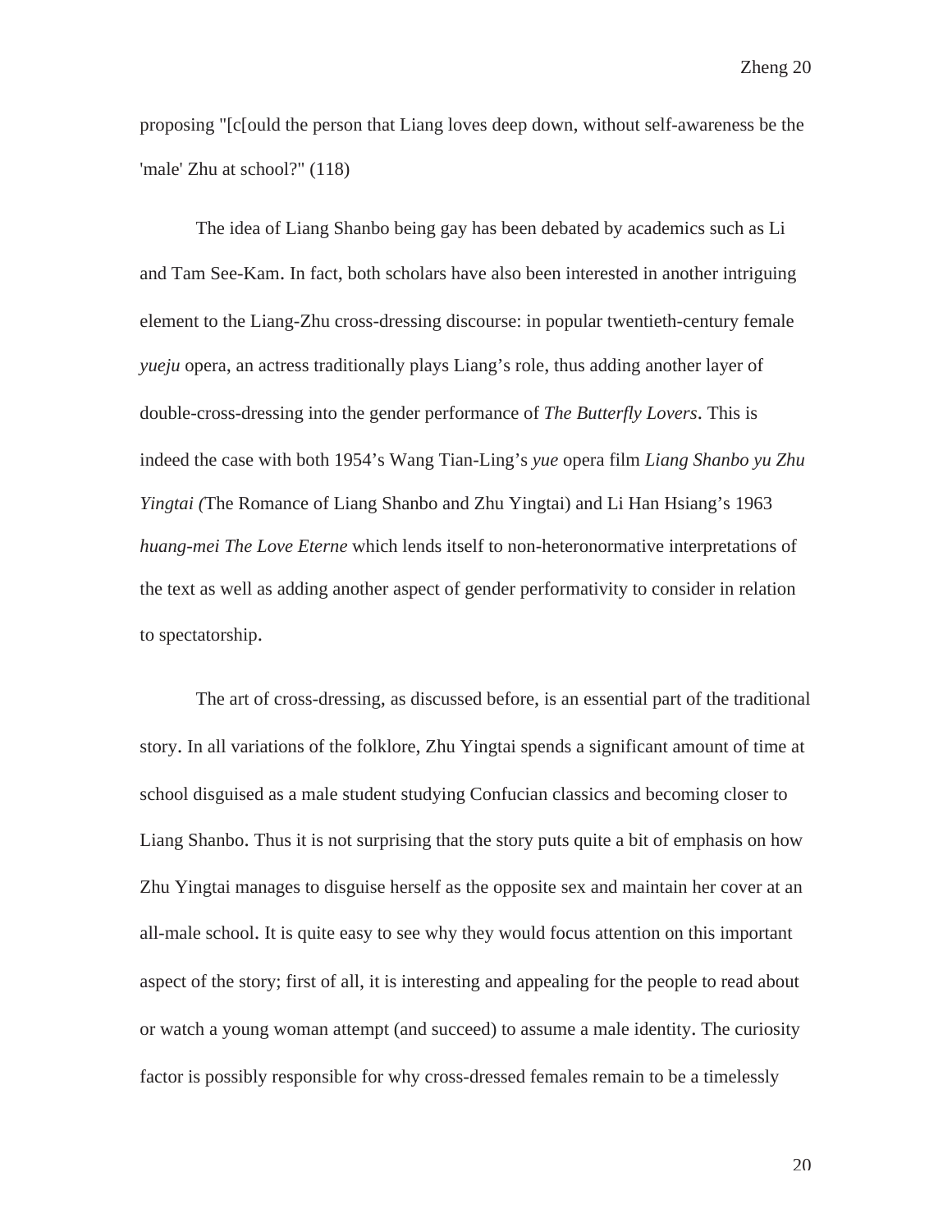proposing "[c[ould the person that Liang loves deep down, without self-awareness be the 'male' Zhu at school?" (118)

The idea of Liang Shanbo being gay has been debated by academics such as Li and Tam See-Kam. In fact, both scholars have also been interested in another intriguing element to the Liang-Zhu cross-dressing discourse: in popular twentieth-century female *yueju* opera, an actress traditionally plays Liang's role, thus adding another layer of double-cross-dressing into the gender performance of *The Butterfly Lovers*. This is indeed the case with both 1954's Wang Tian-Ling's *yue* opera film *Liang Shanbo yu Zhu Yingtai (*The Romance of Liang Shanbo and Zhu Yingtai) and Li Han Hsiang's 1963 *huang-mei The Love Eterne* which lends itself to non-heteronormative interpretations of the text as well as adding another aspect of gender performativity to consider in relation to spectatorship.

The art of cross-dressing, as discussed before, is an essential part of the traditional story. In all variations of the folklore, Zhu Yingtai spends a significant amount of time at school disguised as a male student studying Confucian classics and becoming closer to Liang Shanbo. Thus it is not surprising that the story puts quite a bit of emphasis on how Zhu Yingtai manages to disguise herself as the opposite sex and maintain her cover at an all-male school. It is quite easy to see why they would focus attention on this important aspect of the story; first of all, it is interesting and appealing for the people to read about or watch a young woman attempt (and succeed) to assume a male identity. The curiosity factor is possibly responsible for why cross-dressed females remain to be a timelessly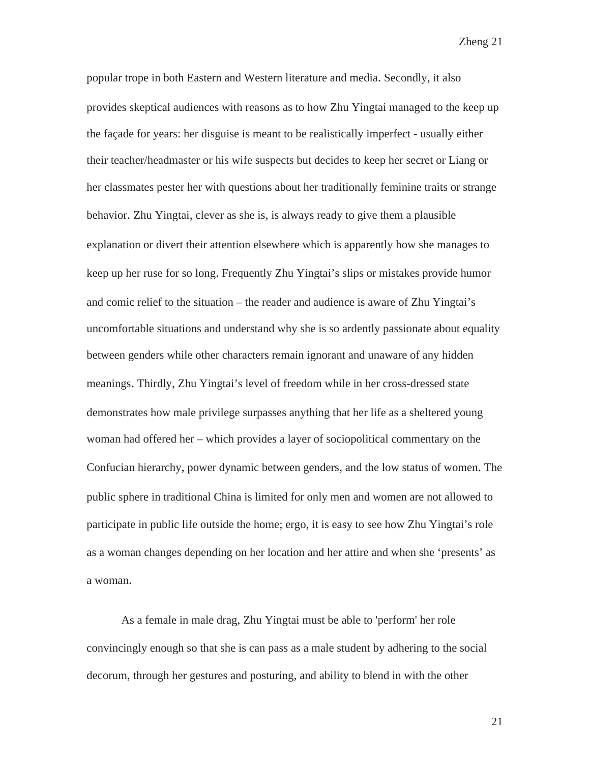popular trope in both Eastern and Western literature and media. Secondly, it also provides skeptical audiences with reasons as to how Zhu Yingtai managed to the keep up the façade for years: her disguise is meant to be realistically imperfect - usually either their teacher/headmaster or his wife suspects but decides to keep her secret or Liang or her classmates pester her with questions about her traditionally feminine traits or strange behavior. Zhu Yingtai, clever as she is, is always ready to give them a plausible explanation or divert their attention elsewhere which is apparently how she manages to keep up her ruse for so long. Frequently Zhu Yingtai's slips or mistakes provide humor and comic relief to the situation – the reader and audience is aware of Zhu Yingtai's uncomfortable situations and understand why she is so ardently passionate about equality between genders while other characters remain ignorant and unaware of any hidden meanings. Thirdly, Zhu Yingtai's level of freedom while in her cross-dressed state demonstrates how male privilege surpasses anything that her life as a sheltered young woman had offered her – which provides a layer of sociopolitical commentary on the Confucian hierarchy, power dynamic between genders, and the low status of women. The public sphere in traditional China is limited for only men and women are not allowed to participate in public life outside the home; ergo, it is easy to see how Zhu Yingtai's role as a woman changes depending on her location and her attire and when she 'presents' as a woman.

As a female in male drag, Zhu Yingtai must be able to 'perform' her role convincingly enough so that she is can pass as a male student by adhering to the social decorum, through her gestures and posturing, and ability to blend in with the other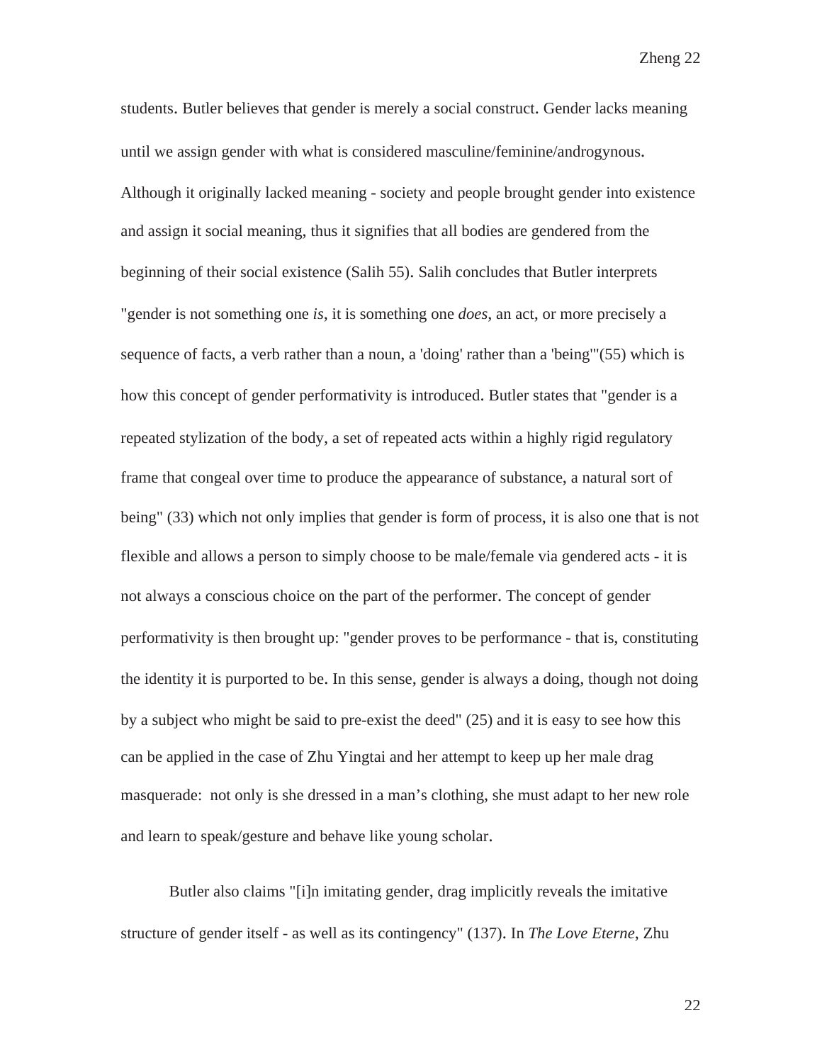students. Butler believes that gender is merely a social construct. Gender lacks meaning until we assign gender with what is considered masculine/feminine/androgynous. Although it originally lacked meaning - society and people brought gender into existence and assign it social meaning, thus it signifies that all bodies are gendered from the beginning of their social existence (Salih 55). Salih concludes that Butler interprets "gender is not something one *is*, it is something one *does*, an act, or more precisely a sequence of facts, a verb rather than a noun, a 'doing' rather than a 'being'"(55) which is how this concept of gender performativity is introduced. Butler states that "gender is a repeated stylization of the body, a set of repeated acts within a highly rigid regulatory frame that congeal over time to produce the appearance of substance, a natural sort of being" (33) which not only implies that gender is form of process, it is also one that is not flexible and allows a person to simply choose to be male/female via gendered acts - it is not always a conscious choice on the part of the performer. The concept of gender performativity is then brought up: "gender proves to be performance - that is, constituting the identity it is purported to be. In this sense, gender is always a doing, though not doing by a subject who might be said to pre-exist the deed" (25) and it is easy to see how this can be applied in the case of Zhu Yingtai and her attempt to keep up her male drag masquerade:  not only is she dressed in a man's clothing, she must adapt to her new role and learn to speak/gesture and behave like young scholar.

Butler also claims "[i]n imitating gender, drag implicitly reveals the imitative structure of gender itself - as well as its contingency" (137). In *The Love Eterne*, Zhu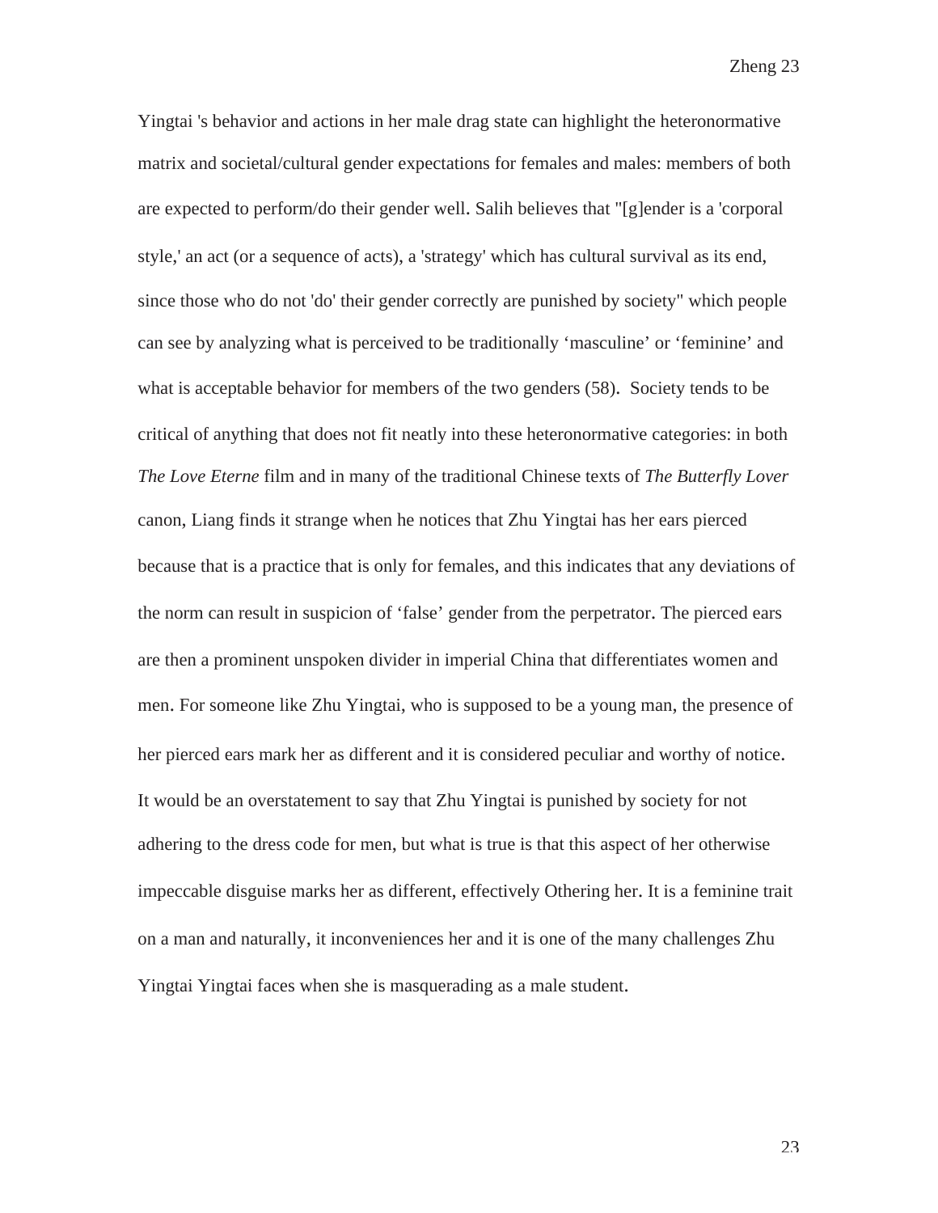Yingtai 's behavior and actions in her male drag state can highlight the heteronormative matrix and societal/cultural gender expectations for females and males: members of both are expected to perform/do their gender well. Salih believes that "[g]ender is a 'corporal style,' an act (or a sequence of acts), a 'strategy' which has cultural survival as its end, since those who do not 'do' their gender correctly are punished by society" which people can see by analyzing what is perceived to be traditionally 'masculine' or 'feminine' and what is acceptable behavior for members of the two genders (58). Society tends to be critical of anything that does not fit neatly into these heteronormative categories: in both *The Love Eterne* film and in many of the traditional Chinese texts of *The Butterfly Lover* canon, Liang finds it strange when he notices that Zhu Yingtai has her ears pierced because that is a practice that is only for females, and this indicates that any deviations of the norm can result in suspicion of 'false' gender from the perpetrator. The pierced ears are then a prominent unspoken divider in imperial China that differentiates women and men. For someone like Zhu Yingtai, who is supposed to be a young man, the presence of her pierced ears mark her as different and it is considered peculiar and worthy of notice. It would be an overstatement to say that Zhu Yingtai is punished by society for not adhering to the dress code for men, but what is true is that this aspect of her otherwise impeccable disguise marks her as different, effectively Othering her. It is a feminine trait on a man and naturally, it inconveniences her and it is one of the many challenges Zhu Yingtai Yingtai faces when she is masquerading as a male student.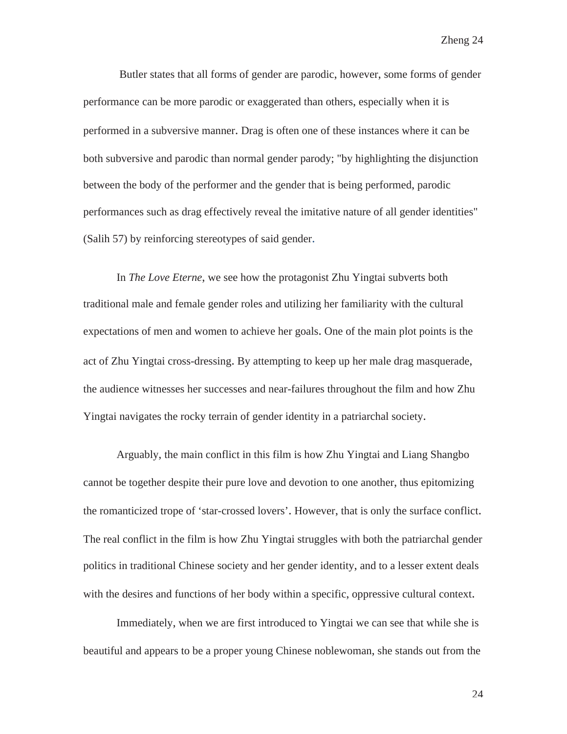Butler states that all forms of gender are parodic, however, some forms of gender performance can be more parodic or exaggerated than others, especially when it is performed in a subversive manner. Drag is often one of these instances where it can be both subversive and parodic than normal gender parody; "by highlighting the disjunction between the body of the performer and the gender that is being performed, parodic performances such as drag effectively reveal the imitative nature of all gender identities" (Salih 57) by reinforcing stereotypes of said gender.

In *The Love Eterne*, we see how the protagonist Zhu Yingtai subverts both traditional male and female gender roles and utilizing her familiarity with the cultural expectations of men and women to achieve her goals. One of the main plot points is the act of Zhu Yingtai cross-dressing. By attempting to keep up her male drag masquerade, the audience witnesses her successes and near-failures throughout the film and how Zhu Yingtai navigates the rocky terrain of gender identity in a patriarchal society.

Arguably, the main conflict in this film is how Zhu Yingtai and Liang Shangbo cannot be together despite their pure love and devotion to one another, thus epitomizing the romanticized trope of 'star-crossed lovers'. However, that is only the surface conflict. The real conflict in the film is how Zhu Yingtai struggles with both the patriarchal gender politics in traditional Chinese society and her gender identity, and to a lesser extent deals with the desires and functions of her body within a specific, oppressive cultural context.

Immediately, when we are first introduced to Yingtai we can see that while she is beautiful and appears to be a proper young Chinese noblewoman, she stands out from the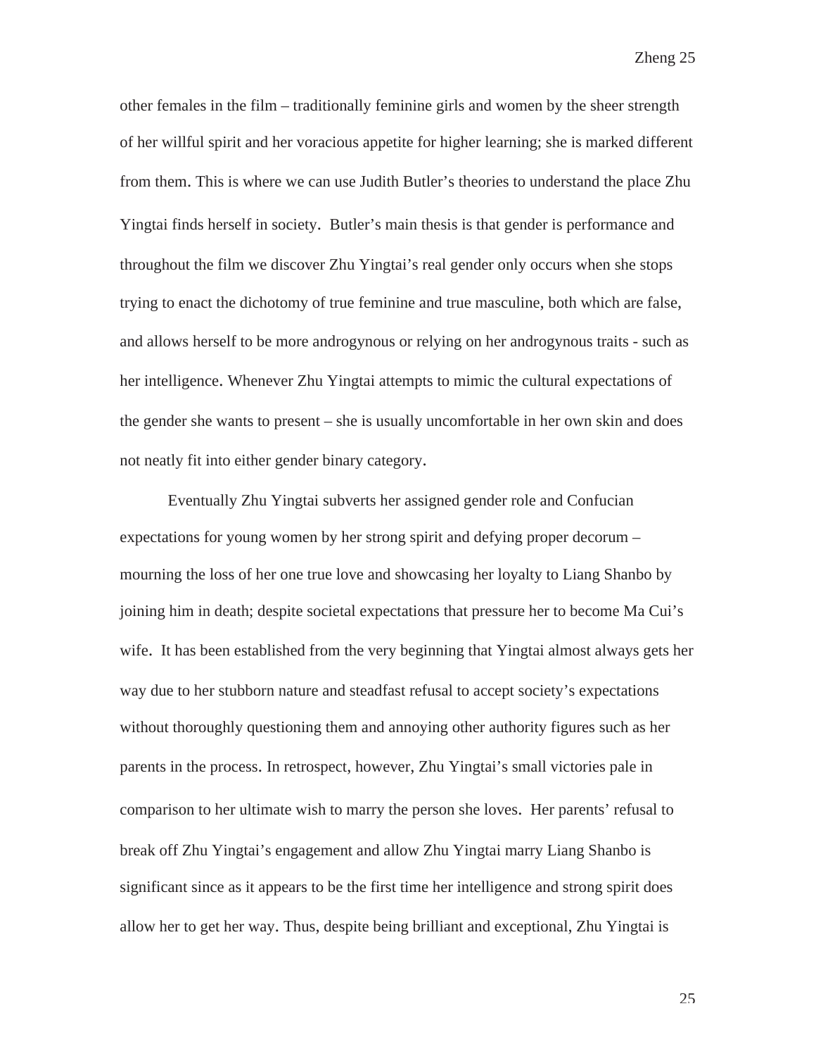other females in the film – traditionally feminine girls and women by the sheer strength of her willful spirit and her voracious appetite for higher learning; she is marked different from them. This is where we can use Judith Butler's theories to understand the place Zhu Yingtai finds herself in society. Butler's main thesis is that gender is performance and throughout the film we discover Zhu Yingtai's real gender only occurs when she stops trying to enact the dichotomy of true feminine and true masculine, both which are false, and allows herself to be more androgynous or relying on her androgynous traits - such as her intelligence. Whenever Zhu Yingtai attempts to mimic the cultural expectations of the gender she wants to present – she is usually uncomfortable in her own skin and does not neatly fit into either gender binary category.

Eventually Zhu Yingtai subverts her assigned gender role and Confucian expectations for young women by her strong spirit and defying proper decorum – mourning the loss of her one true love and showcasing her loyalty to Liang Shanbo by joining him in death; despite societal expectations that pressure her to become Ma Cui's wife. It has been established from the very beginning that Yingtai almost always gets her way due to her stubborn nature and steadfast refusal to accept society's expectations without thoroughly questioning them and annoying other authority figures such as her parents in the process. In retrospect, however, Zhu Yingtai's small victories pale in comparison to her ultimate wish to marry the person she loves. Her parents' refusal to break off Zhu Yingtai's engagement and allow Zhu Yingtai marry Liang Shanbo is significant since as it appears to be the first time her intelligence and strong spirit does allow her to get her way. Thus, despite being brilliant and exceptional, Zhu Yingtai is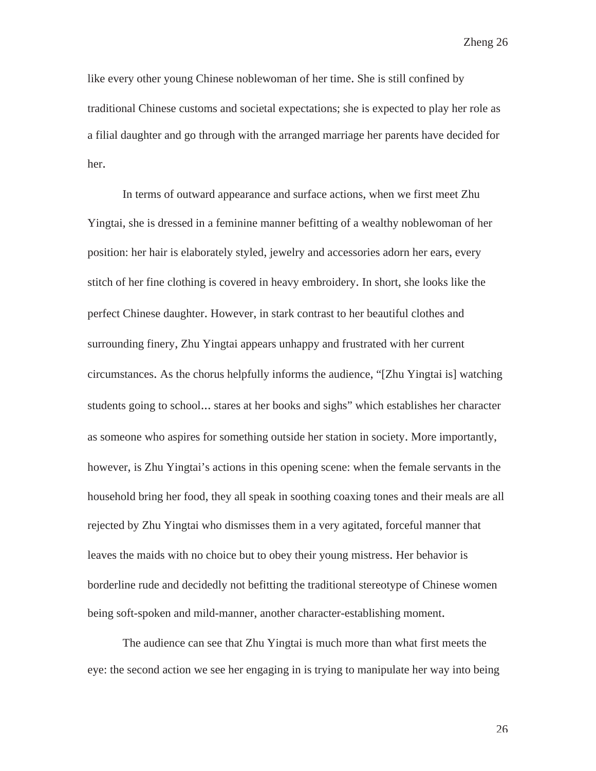like every other young Chinese noblewoman of her time. She is still confined by traditional Chinese customs and societal expectations; she is expected to play her role as a filial daughter and go through with the arranged marriage her parents have decided for her.

In terms of outward appearance and surface actions, when we first meet Zhu Yingtai, she is dressed in a feminine manner befitting of a wealthy noblewoman of her position: her hair is elaborately styled, jewelry and accessories adorn her ears, every stitch of her fine clothing is covered in heavy embroidery. In short, she looks like the perfect Chinese daughter. However, in stark contrast to her beautiful clothes and surrounding finery, Zhu Yingtai appears unhappy and frustrated with her current circumstances. As the chorus helpfully informs the audience, "[Zhu Yingtai is] watching students going to school... stares at her books and sighs" which establishes her character as someone who aspires for something outside her station in society. More importantly, however, is Zhu Yingtai's actions in this opening scene: when the female servants in the household bring her food, they all speak in soothing coaxing tones and their meals are all rejected by Zhu Yingtai who dismisses them in a very agitated, forceful manner that leaves the maids with no choice but to obey their young mistress. Her behavior is borderline rude and decidedly not befitting the traditional stereotype of Chinese women being soft-spoken and mild-manner, another character-establishing moment.

The audience can see that Zhu Yingtai is much more than what first meets the eye: the second action we see her engaging in is trying to manipulate her way into being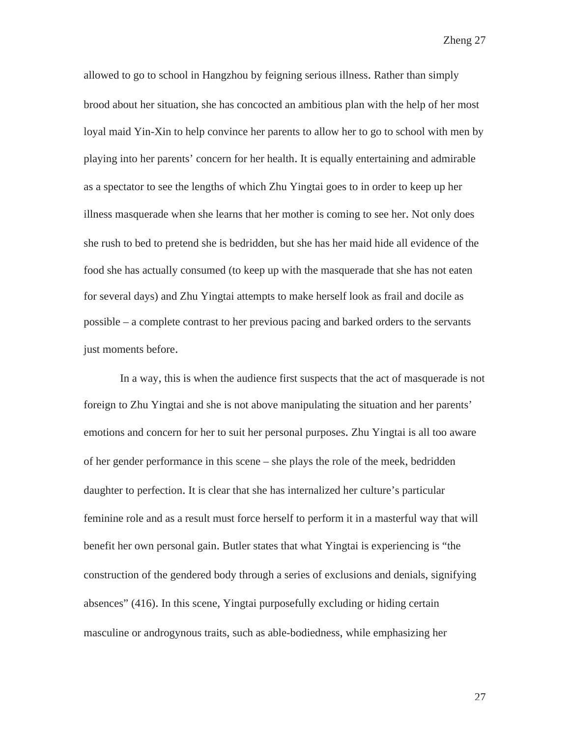allowed to go to school in Hangzhou by feigning serious illness. Rather than simply brood about her situation, she has concocted an ambitious plan with the help of her most loyal maid Yin-Xin to help convince her parents to allow her to go to school with men by playing into her parents' concern for her health. It is equally entertaining and admirable as a spectator to see the lengths of which Zhu Yingtai goes to in order to keep up her illness masquerade when she learns that her mother is coming to see her. Not only does she rush to bed to pretend she is bedridden, but she has her maid hide all evidence of the food she has actually consumed (to keep up with the masquerade that she has not eaten for several days) and Zhu Yingtai attempts to make herself look as frail and docile as possible – a complete contrast to her previous pacing and barked orders to the servants just moments before.

In a way, this is when the audience first suspects that the act of masquerade is not foreign to Zhu Yingtai and she is not above manipulating the situation and her parents' emotions and concern for her to suit her personal purposes. Zhu Yingtai is all too aware of her gender performance in this scene – she plays the role of the meek, bedridden daughter to perfection. It is clear that she has internalized her culture's particular feminine role and as a result must force herself to perform it in a masterful way that will benefit her own personal gain. Butler states that what Yingtai is experiencing is "the construction of the gendered body through a series of exclusions and denials, signifying absences" (416). In this scene, Yingtai purposefully excluding or hiding certain masculine or androgynous traits, such as able-bodiedness, while emphasizing her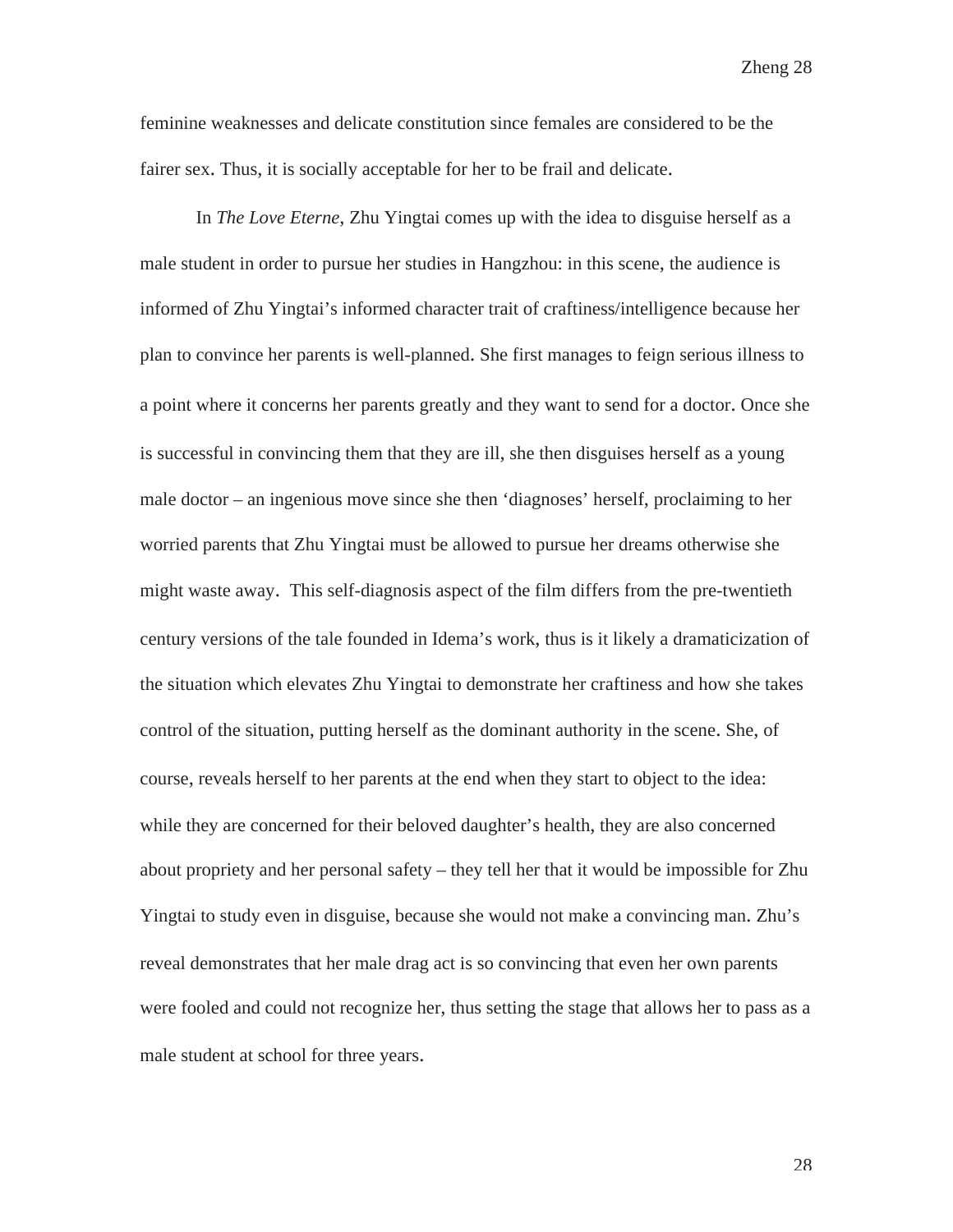feminine weaknesses and delicate constitution since females are considered to be the fairer sex. Thus, it is socially acceptable for her to be frail and delicate.

In *The Love Eterne*, Zhu Yingtai comes up with the idea to disguise herself as a male student in order to pursue her studies in Hangzhou: in this scene, the audience is informed of Zhu Yingtai's informed character trait of craftiness/intelligence because her plan to convince her parents is well-planned. She first manages to feign serious illness to a point where it concerns her parents greatly and they want to send for a doctor. Once she is successful in convincing them that they are ill, she then disguises herself as a young male doctor – an ingenious move since she then 'diagnoses' herself, proclaiming to her worried parents that Zhu Yingtai must be allowed to pursue her dreams otherwise she might waste away. This self-diagnosis aspect of the film differs from the pre-twentieth century versions of the tale founded in Idema's work, thus is it likely a dramaticization of the situation which elevates Zhu Yingtai to demonstrate her craftiness and how she takes control of the situation, putting herself as the dominant authority in the scene. She, of course, reveals herself to her parents at the end when they start to object to the idea: while they are concerned for their beloved daughter's health, they are also concerned about propriety and her personal safety – they tell her that it would be impossible for Zhu Yingtai to study even in disguise, because she would not make a convincing man. Zhu's reveal demonstrates that her male drag act is so convincing that even her own parents were fooled and could not recognize her, thus setting the stage that allows her to pass as a male student at school for three years.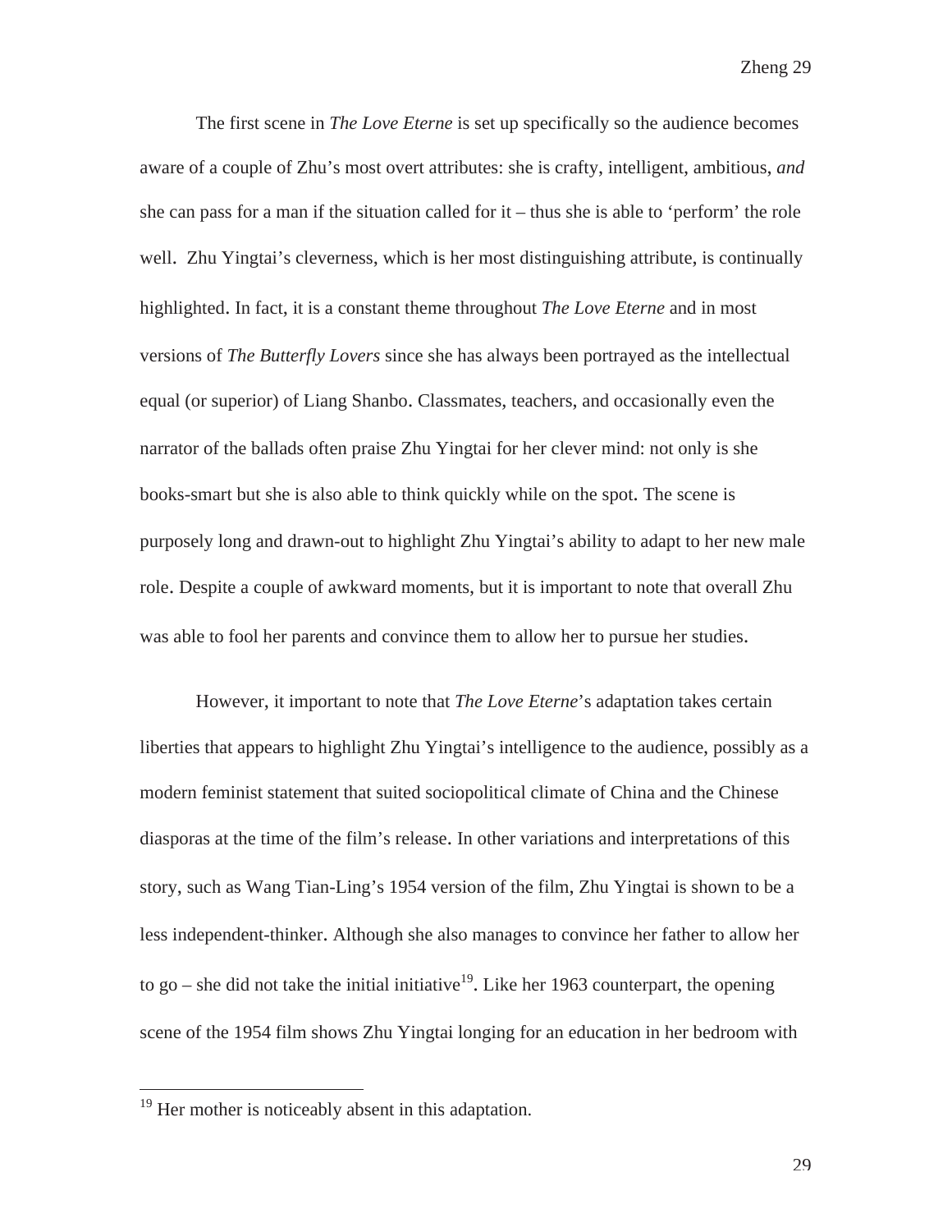The first scene in *The Love Eterne* is set up specifically so the audience becomes aware of a couple of Zhu's most overt attributes: she is crafty, intelligent, ambitious, *and* she can pass for a man if the situation called for it – thus she is able to 'perform' the role well. Zhu Yingtai's cleverness, which is her most distinguishing attribute, is continually highlighted. In fact, it is a constant theme throughout *The Love Eterne* and in most versions of *The Butterfly Lovers* since she has always been portrayed as the intellectual equal (or superior) of Liang Shanbo. Classmates, teachers, and occasionally even the narrator of the ballads often praise Zhu Yingtai for her clever mind: not only is she books-smart but she is also able to think quickly while on the spot. The scene is purposely long and drawn-out to highlight Zhu Yingtai's ability to adapt to her new male role. Despite a couple of awkward moments, but it is important to note that overall Zhu was able to fool her parents and convince them to allow her to pursue her studies.

However, it important to note that *The Love Eterne*'s adaptation takes certain liberties that appears to highlight Zhu Yingtai's intelligence to the audience, possibly as a modern feminist statement that suited sociopolitical climate of China and the Chinese diasporas at the time of the film's release. In other variations and interpretations of this story, such as Wang Tian-Ling's 1954 version of the film, Zhu Yingtai is shown to be a less independent-thinker. Although she also manages to convince her father to allow her to go – she did not take the initial initiative[19]. Like her 1963 counterpart, the opening scene of the 1954 film shows Zhu Yingtai longing for an education in her bedroom with

[19] Her mother is noticeably absent in this adaptation.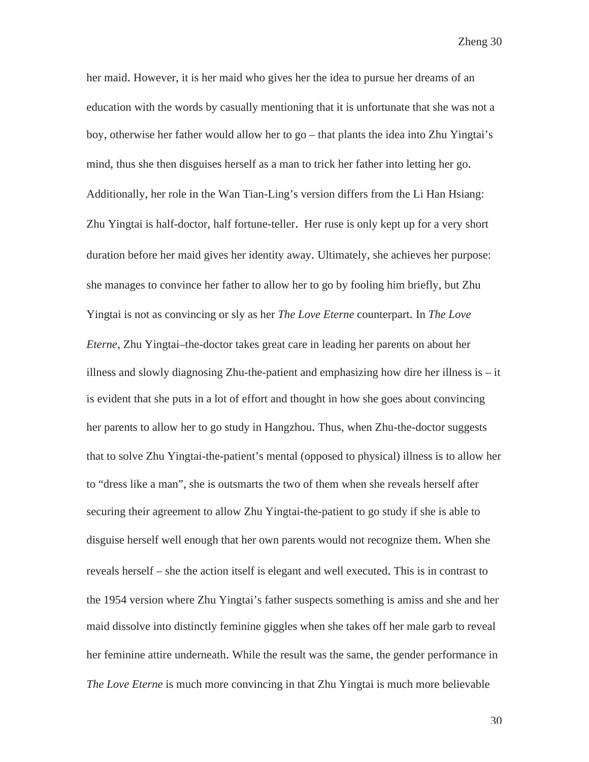her maid. However, it is her maid who gives her the idea to pursue her dreams of an education with the words by casually mentioning that it is unfortunate that she was not a boy, otherwise her father would allow her to go – that plants the idea into Zhu Yingtai's mind, thus she then disguises herself as a man to trick her father into letting her go. Additionally, her role in the Wan Tian-Ling's version differs from the Li Han Hsiang: Zhu Yingtai is half-doctor, half fortune-teller. Her ruse is only kept up for a very short duration before her maid gives her identity away. Ultimately, she achieves her purpose: she manages to convince her father to allow her to go by fooling him briefly, but Zhu Yingtai is not as convincing or sly as her *The Love Eterne* counterpart. In *The Love Eterne*, Zhu Yingtai–the-doctor takes great care in leading her parents on about her illness and slowly diagnosing Zhu-the-patient and emphasizing how dire her illness is – it is evident that she puts in a lot of effort and thought in how she goes about convincing her parents to allow her to go study in Hangzhou. Thus, when Zhu-the-doctor suggests that to solve Zhu Yingtai-the-patient's mental (opposed to physical) illness is to allow her to "dress like a man", she is outsmarts the two of them when she reveals herself after securing their agreement to allow Zhu Yingtai-the-patient to go study if she is able to disguise herself well enough that her own parents would not recognize them. When she reveals herself – she the action itself is elegant and well executed. This is in contrast to the 1954 version where Zhu Yingtai's father suspects something is amiss and she and her maid dissolve into distinctly feminine giggles when she takes off her male garb to reveal her feminine attire underneath. While the result was the same, the gender performance in *The Love Eterne* is much more convincing in that Zhu Yingtai is much more believable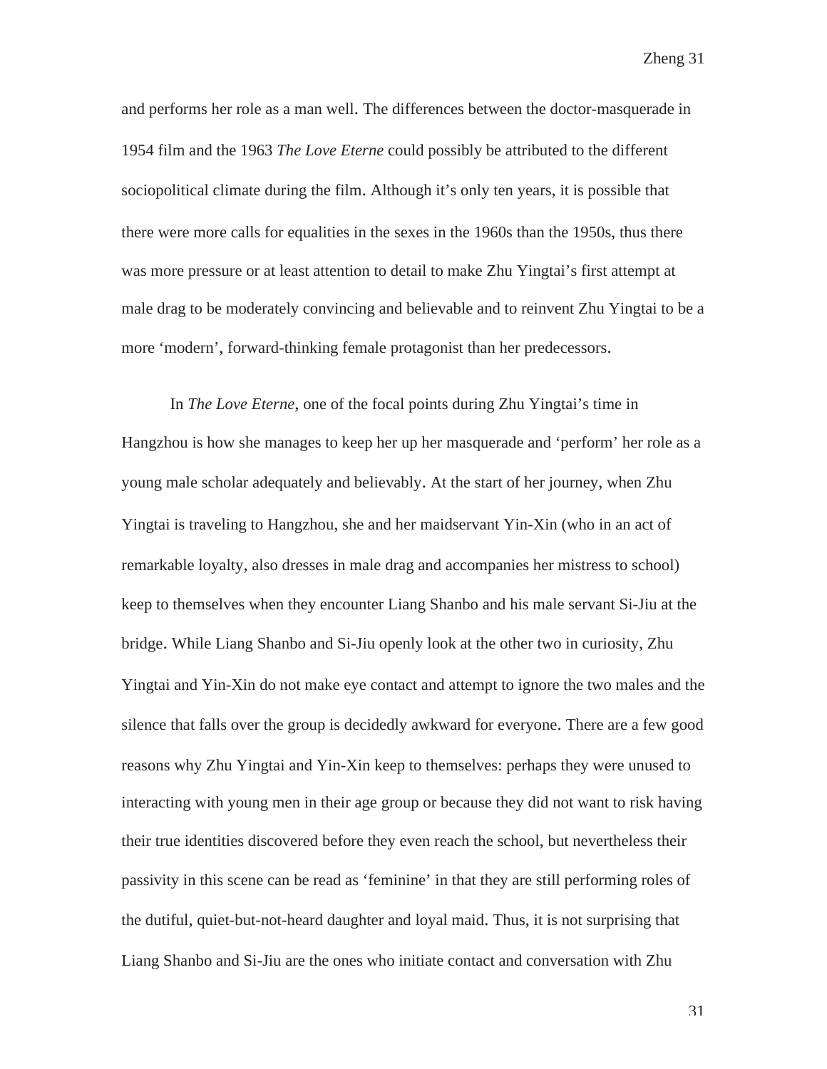and performs her role as a man well. The differences between the doctor-masquerade in 1954 film and the 1963 *The Love Eterne* could possibly be attributed to the different sociopolitical climate during the film. Although it's only ten years, it is possible that there were more calls for equalities in the sexes in the 1960s than the 1950s, thus there was more pressure or at least attention to detail to make Zhu Yingtai's first attempt at male drag to be moderately convincing and believable and to reinvent Zhu Yingtai to be a more 'modern', forward-thinking female protagonist than her predecessors.

In *The Love Eterne*, one of the focal points during Zhu Yingtai's time in Hangzhou is how she manages to keep her up her masquerade and 'perform' her role as a young male scholar adequately and believably. At the start of her journey, when Zhu Yingtai is traveling to Hangzhou, she and her maidservant Yin-Xin (who in an act of remarkable loyalty, also dresses in male drag and accompanies her mistress to school) keep to themselves when they encounter Liang Shanbo and his male servant Si-Jiu at the bridge. While Liang Shanbo and Si-Jiu openly look at the other two in curiosity, Zhu Yingtai and Yin-Xin do not make eye contact and attempt to ignore the two males and the silence that falls over the group is decidedly awkward for everyone. There are a few good reasons why Zhu Yingtai and Yin-Xin keep to themselves: perhaps they were unused to interacting with young men in their age group or because they did not want to risk having their true identities discovered before they even reach the school, but nevertheless their passivity in this scene can be read as 'feminine' in that they are still performing roles of the dutiful, quiet-but-not-heard daughter and loyal maid. Thus, it is not surprising that Liang Shanbo and Si-Jiu are the ones who initiate contact and conversation with Zhu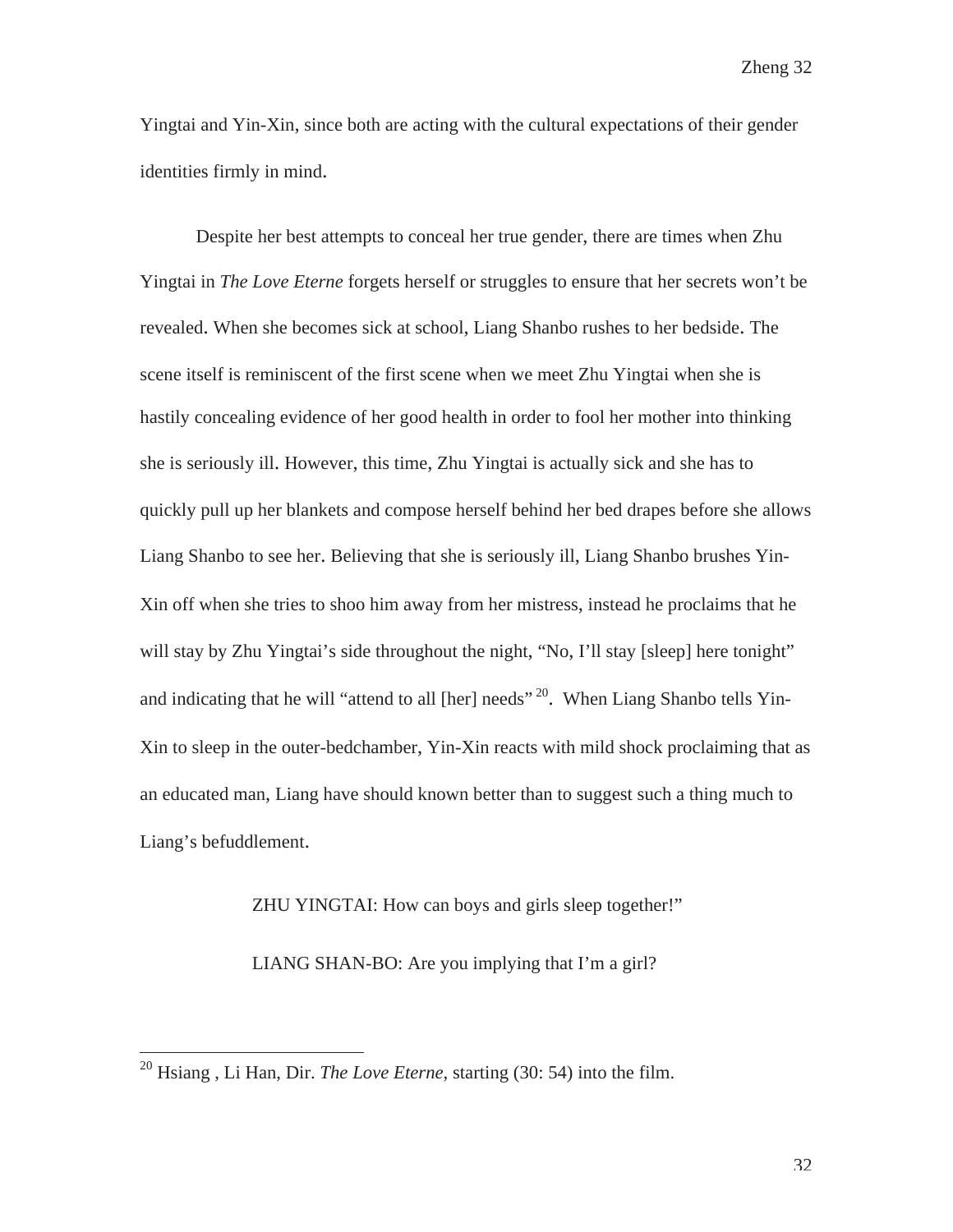Yingtai and Yin-Xin, since both are acting with the cultural expectations of their gender identities firmly in mind.

Despite her best attempts to conceal her true gender, there are times when Zhu Yingtai in *The Love Eterne* forgets herself or struggles to ensure that her secrets won't be revealed. When she becomes sick at school, Liang Shanbo rushes to her bedside. The scene itself is reminiscent of the first scene when we meet Zhu Yingtai when she is hastily concealing evidence of her good health in order to fool her mother into thinking she is seriously ill. However, this time, Zhu Yingtai is actually sick and she has to quickly pull up her blankets and compose herself behind her bed drapes before she allows Liang Shanbo to see her. Believing that she is seriously ill, Liang Shanbo brushes Yin-Xin off when she tries to shoo him away from her mistress, instead he proclaims that he will stay by Zhu Yingtai's side throughout the night, "No, I'll stay [sleep] here tonight" and indicating that he will "attend to all [her] needs" [20]. When Liang Shanbo tells Yin-Xin to sleep in the outer-bedchamber, Yin-Xin reacts with mild shock proclaiming that as an educated man, Liang have should known better than to suggest such a thing much to Liang's befuddlement.

> ZHU YINGTAI: How can boys and girls sleep together!"
>
> LIANG SHAN-BO: Are you implying that I'm a girl?

---

[20] Hsiang , Li Han, Dir. *The Love Eterne*, starting (30: 54) into the film.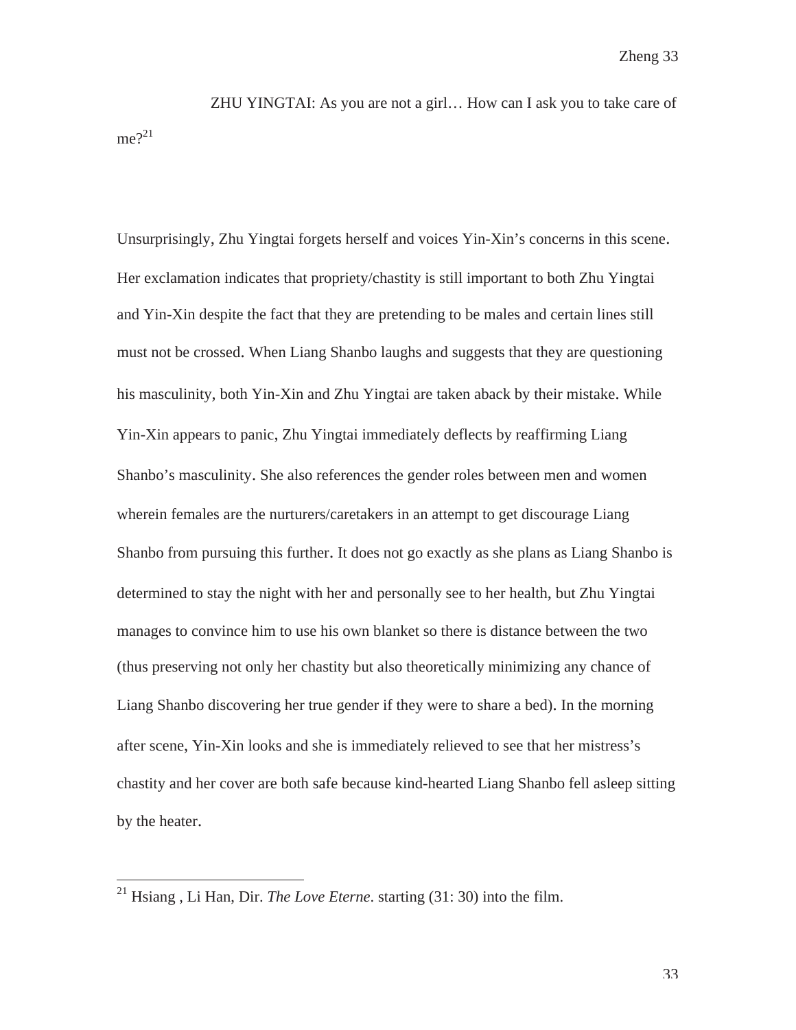ZHU YINGTAI: As you are not a girl… How can I ask you to take care of me?[21]

Unsurprisingly, Zhu Yingtai forgets herself and voices Yin-Xin's concerns in this scene. Her exclamation indicates that propriety/chastity is still important to both Zhu Yingtai and Yin-Xin despite the fact that they are pretending to be males and certain lines still must not be crossed. When Liang Shanbo laughs and suggests that they are questioning his masculinity, both Yin-Xin and Zhu Yingtai are taken aback by their mistake. While Yin-Xin appears to panic, Zhu Yingtai immediately deflects by reaffirming Liang Shanbo's masculinity. She also references the gender roles between men and women wherein females are the nurturers/caretakers in an attempt to get discourage Liang Shanbo from pursuing this further. It does not go exactly as she plans as Liang Shanbo is determined to stay the night with her and personally see to her health, but Zhu Yingtai manages to convince him to use his own blanket so there is distance between the two (thus preserving not only her chastity but also theoretically minimizing any chance of Liang Shanbo discovering her true gender if they were to share a bed). In the morning after scene, Yin-Xin looks and she is immediately relieved to see that her mistress's chastity and her cover are both safe because kind-hearted Liang Shanbo fell asleep sitting by the heater.

---

[21] Hsiang , Li Han, Dir. *The Love Eterne*. starting (31: 30) into the film.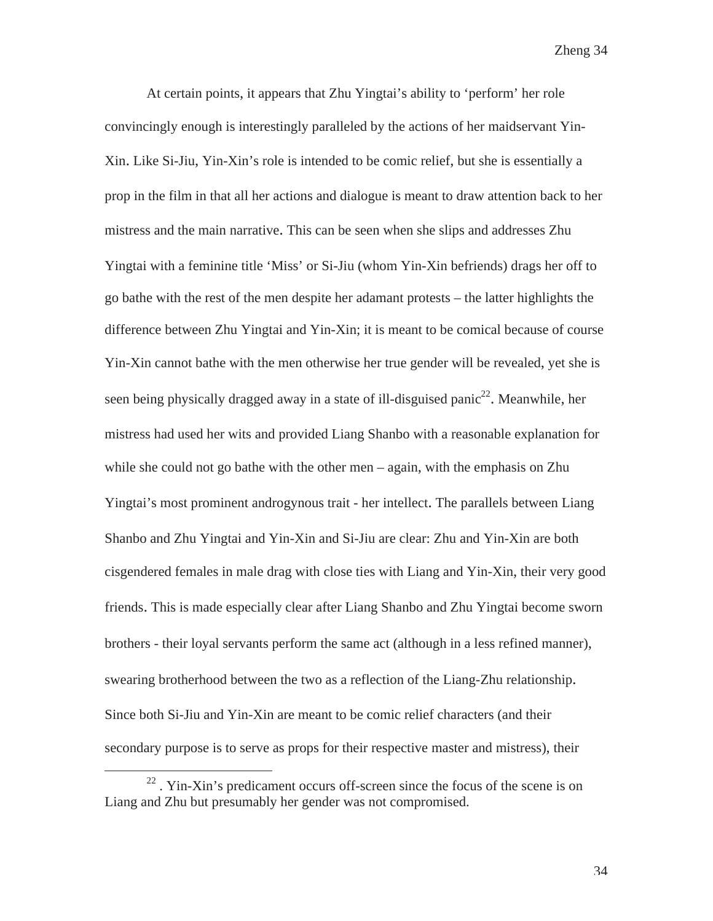At certain points, it appears that Zhu Yingtai's ability to 'perform' her role convincingly enough is interestingly paralleled by the actions of her maidservant Yin-Xin. Like Si-Jiu, Yin-Xin's role is intended to be comic relief, but she is essentially a prop in the film in that all her actions and dialogue is meant to draw attention back to her mistress and the main narrative. This can be seen when she slips and addresses Zhu Yingtai with a feminine title 'Miss' or Si-Jiu (whom Yin-Xin befriends) drags her off to go bathe with the rest of the men despite her adamant protests – the latter highlights the difference between Zhu Yingtai and Yin-Xin; it is meant to be comical because of course Yin-Xin cannot bathe with the men otherwise her true gender will be revealed, yet she is seen being physically dragged away in a state of ill-disguised panic[22]. Meanwhile, her mistress had used her wits and provided Liang Shanbo with a reasonable explanation for while she could not go bathe with the other men – again, with the emphasis on Zhu Yingtai's most prominent androgynous trait - her intellect. The parallels between Liang Shanbo and Zhu Yingtai and Yin-Xin and Si-Jiu are clear: Zhu and Yin-Xin are both cisgendered females in male drag with close ties with Liang and Yin-Xin, their very good friends. This is made especially clear after Liang Shanbo and Zhu Yingtai become sworn brothers - their loyal servants perform the same act (although in a less refined manner), swearing brotherhood between the two as a reflection of the Liang-Zhu relationship. Since both Si-Jiu and Yin-Xin are meant to be comic relief characters (and their secondary purpose is to serve as props for their respective master and mistress), their

---

[22] . Yin-Xin's predicament occurs off-screen since the focus of the scene is on Liang and Zhu but presumably her gender was not compromised.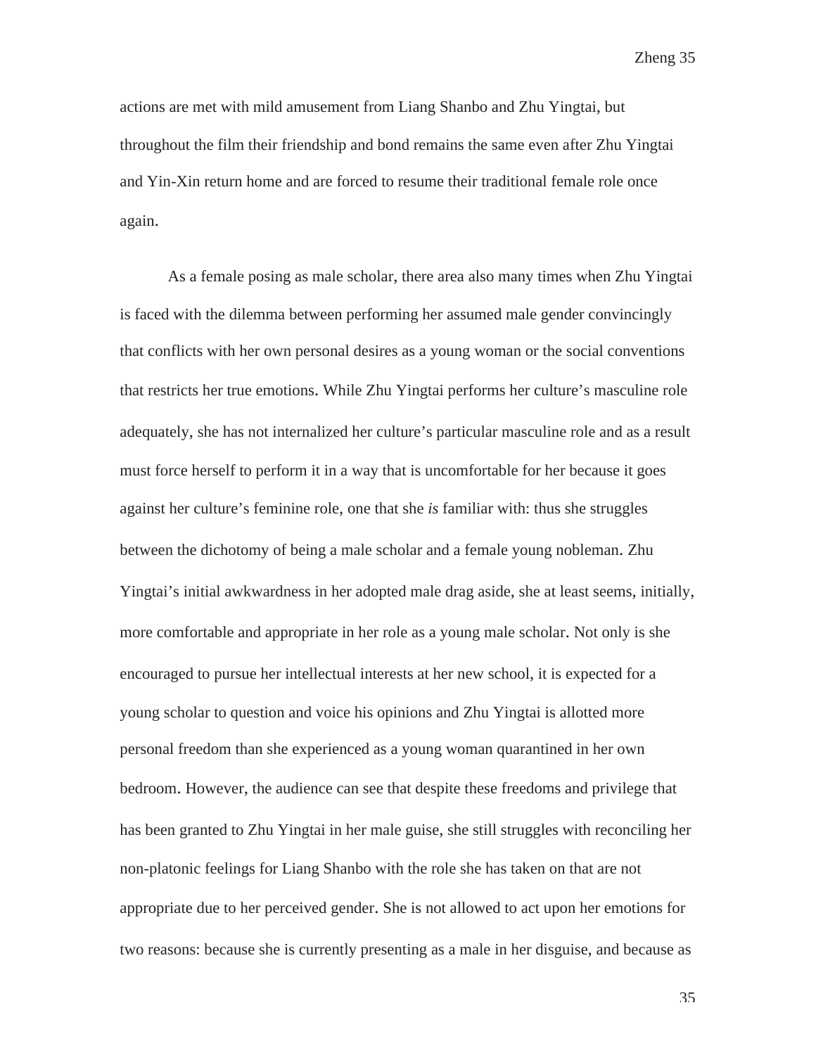actions are met with mild amusement from Liang Shanbo and Zhu Yingtai, but throughout the film their friendship and bond remains the same even after Zhu Yingtai and Yin-Xin return home and are forced to resume their traditional female role once again.

As a female posing as male scholar, there area also many times when Zhu Yingtai is faced with the dilemma between performing her assumed male gender convincingly that conflicts with her own personal desires as a young woman or the social conventions that restricts her true emotions. While Zhu Yingtai performs her culture's masculine role adequately, she has not internalized her culture's particular masculine role and as a result must force herself to perform it in a way that is uncomfortable for her because it goes against her culture's feminine role, one that she *is* familiar with: thus she struggles between the dichotomy of being a male scholar and a female young nobleman. Zhu Yingtai's initial awkwardness in her adopted male drag aside, she at least seems, initially, more comfortable and appropriate in her role as a young male scholar. Not only is she encouraged to pursue her intellectual interests at her new school, it is expected for a young scholar to question and voice his opinions and Zhu Yingtai is allotted more personal freedom than she experienced as a young woman quarantined in her own bedroom. However, the audience can see that despite these freedoms and privilege that has been granted to Zhu Yingtai in her male guise, she still struggles with reconciling her non-platonic feelings for Liang Shanbo with the role she has taken on that are not appropriate due to her perceived gender. She is not allowed to act upon her emotions for two reasons: because she is currently presenting as a male in her disguise, and because as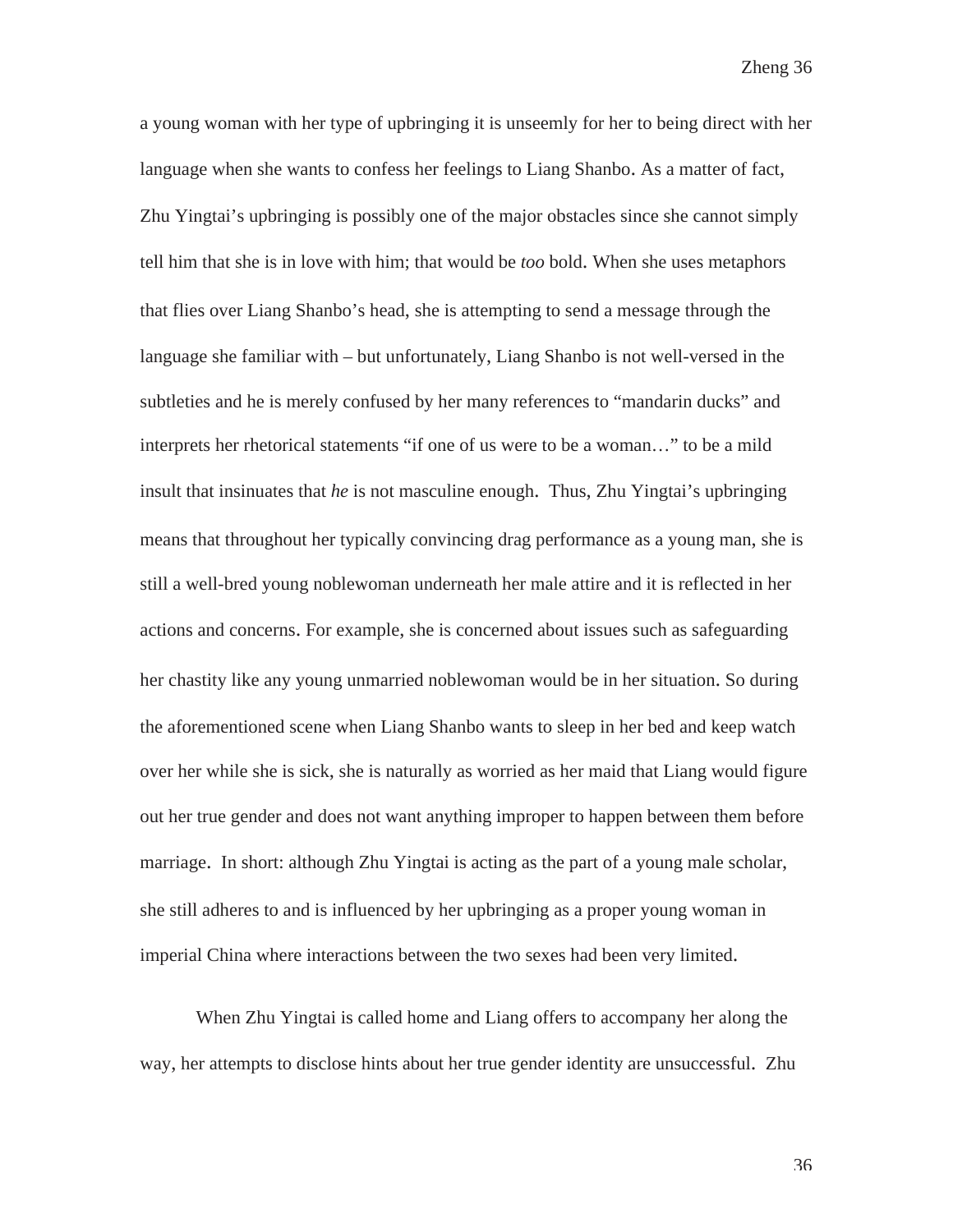a young woman with her type of upbringing it is unseemly for her to being direct with her language when she wants to confess her feelings to Liang Shanbo. As a matter of fact, Zhu Yingtai's upbringing is possibly one of the major obstacles since she cannot simply tell him that she is in love with him; that would be *too* bold. When she uses metaphors that flies over Liang Shanbo's head, she is attempting to send a message through the language she familiar with – but unfortunately, Liang Shanbo is not well-versed in the subtleties and he is merely confused by her many references to "mandarin ducks" and interprets her rhetorical statements "if one of us were to be a woman…" to be a mild insult that insinuates that *he* is not masculine enough. Thus, Zhu Yingtai's upbringing means that throughout her typically convincing drag performance as a young man, she is still a well-bred young noblewoman underneath her male attire and it is reflected in her actions and concerns. For example, she is concerned about issues such as safeguarding her chastity like any young unmarried noblewoman would be in her situation. So during the aforementioned scene when Liang Shanbo wants to sleep in her bed and keep watch over her while she is sick, she is naturally as worried as her maid that Liang would figure out her true gender and does not want anything improper to happen between them before marriage. In short: although Zhu Yingtai is acting as the part of a young male scholar, she still adheres to and is influenced by her upbringing as a proper young woman in imperial China where interactions between the two sexes had been very limited.

When Zhu Yingtai is called home and Liang offers to accompany her along the way, her attempts to disclose hints about her true gender identity are unsuccessful. Zhu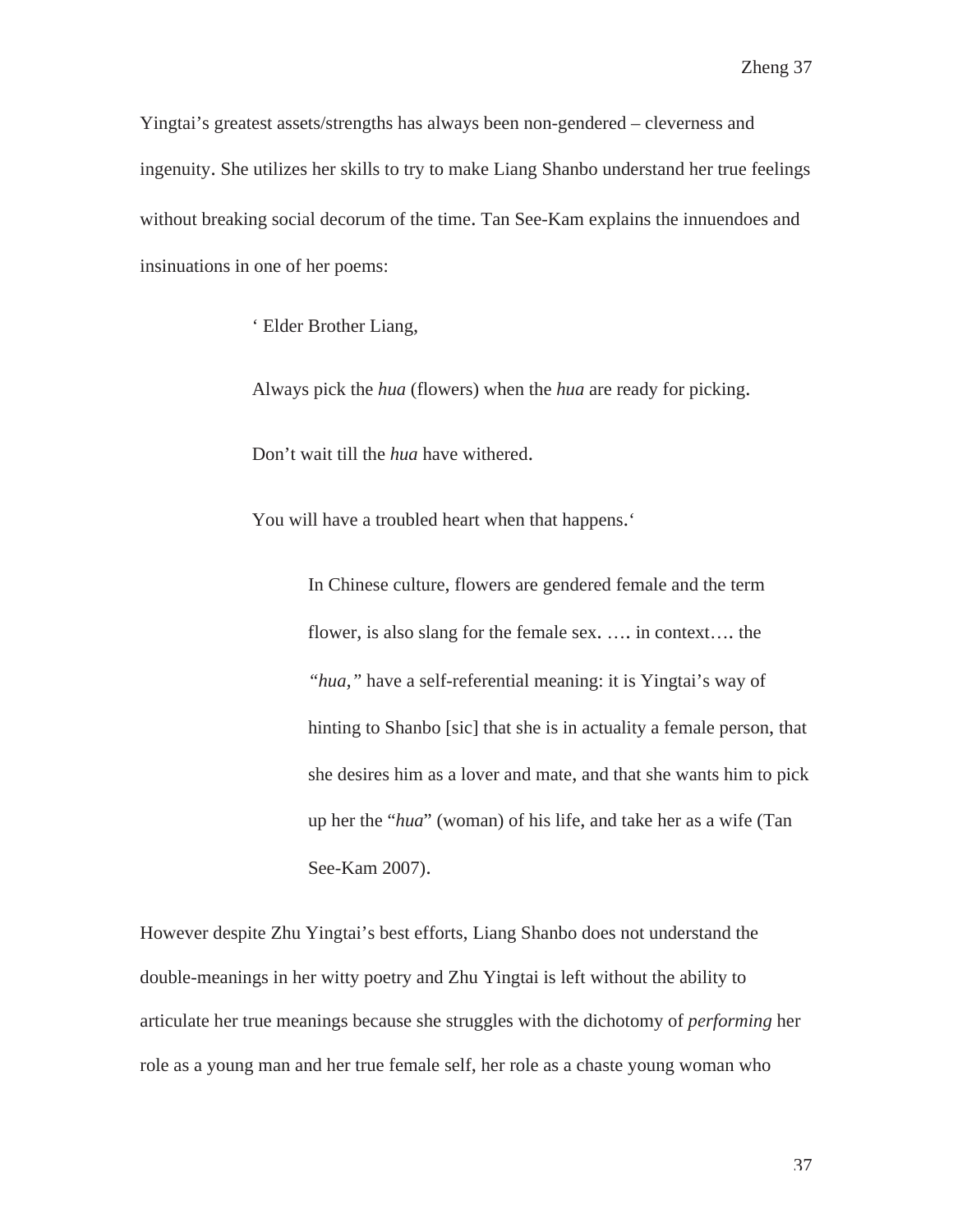Yingtai's greatest assets/strengths has always been non-gendered – cleverness and ingenuity. She utilizes her skills to try to make Liang Shanbo understand her true feelings without breaking social decorum of the time. Tan See-Kam explains the innuendoes and insinuations in one of her poems:

> ' Elder Brother Liang,
>
> Always pick the *hua* (flowers) when the *hua* are ready for picking.
>
> Don't wait till the *hua* have withered.
>
> You will have a troubled heart when that happens.'

> In Chinese culture, flowers are gendered female and the term flower, is also slang for the female sex. …. in context…. the *"hua,"* have a self-referential meaning: it is Yingtai's way of hinting to Shanbo [sic] that she is in actuality a female person, that she desires him as a lover and mate, and that she wants him to pick up her the "*hua*" (woman) of his life, and take her as a wife (Tan See-Kam 2007).

However despite Zhu Yingtai's best efforts, Liang Shanbo does not understand the double-meanings in her witty poetry and Zhu Yingtai is left without the ability to articulate her true meanings because she struggles with the dichotomy of *performing* her role as a young man and her true female self, her role as a chaste young woman who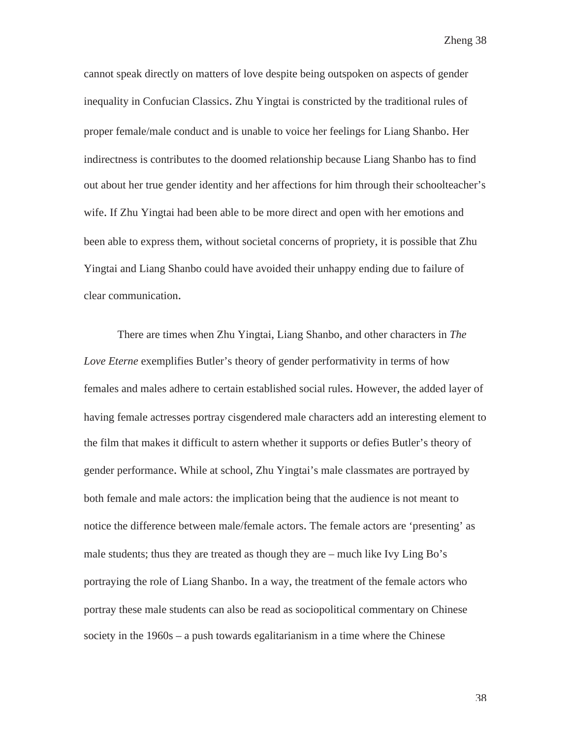cannot speak directly on matters of love despite being outspoken on aspects of gender inequality in Confucian Classics. Zhu Yingtai is constricted by the traditional rules of proper female/male conduct and is unable to voice her feelings for Liang Shanbo. Her indirectness is contributes to the doomed relationship because Liang Shanbo has to find out about her true gender identity and her affections for him through their schoolteacher's wife. If Zhu Yingtai had been able to be more direct and open with her emotions and been able to express them, without societal concerns of propriety, it is possible that Zhu Yingtai and Liang Shanbo could have avoided their unhappy ending due to failure of clear communication.

There are times when Zhu Yingtai, Liang Shanbo, and other characters in *The Love Eterne* exemplifies Butler's theory of gender performativity in terms of how females and males adhere to certain established social rules. However, the added layer of having female actresses portray cisgendered male characters add an interesting element to the film that makes it difficult to astern whether it supports or defies Butler's theory of gender performance. While at school, Zhu Yingtai's male classmates are portrayed by both female and male actors: the implication being that the audience is not meant to notice the difference between male/female actors. The female actors are 'presenting' as male students; thus they are treated as though they are – much like Ivy Ling Bo's portraying the role of Liang Shanbo. In a way, the treatment of the female actors who portray these male students can also be read as sociopolitical commentary on Chinese society in the 1960s – a push towards egalitarianism in a time where the Chinese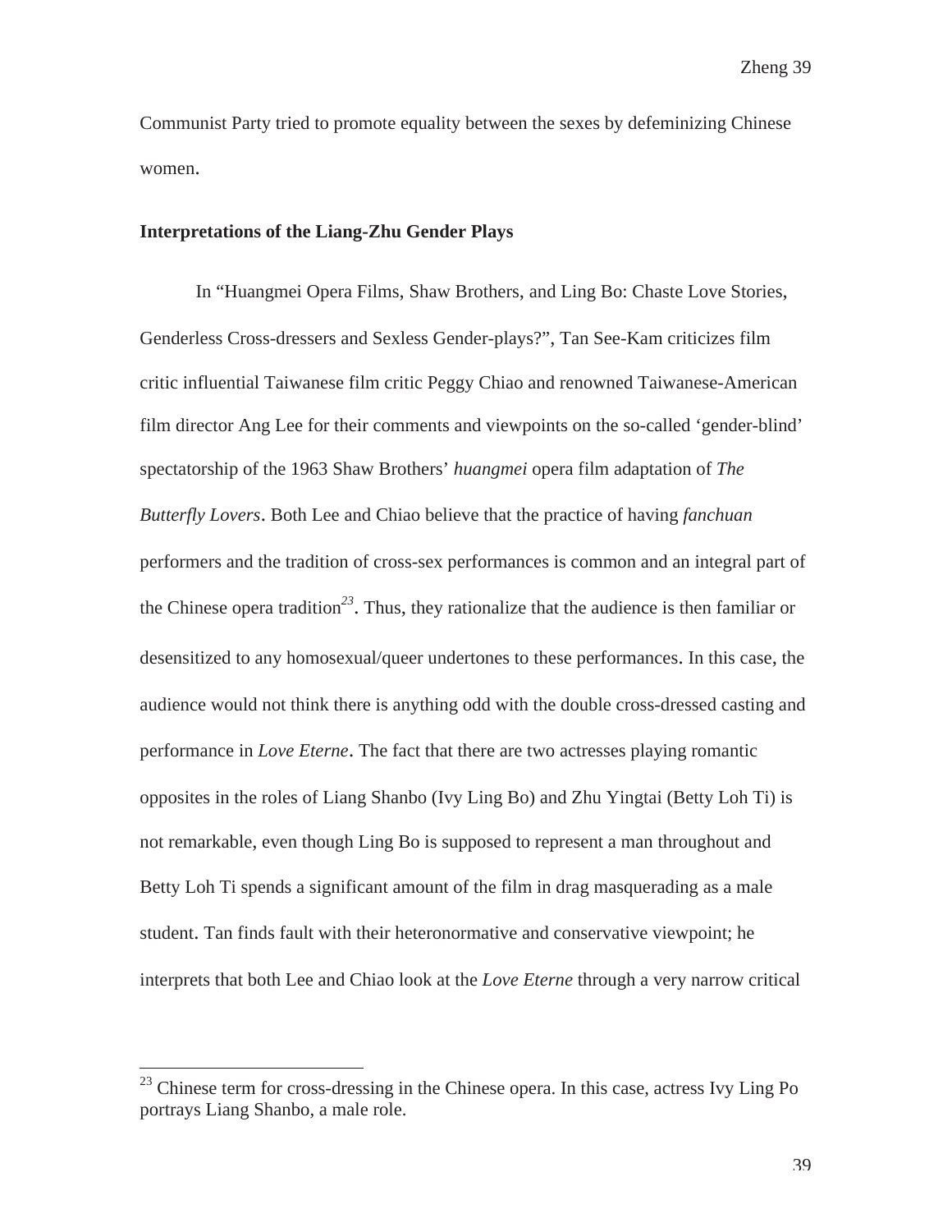Communist Party tried to promote equality between the sexes by defeminizing Chinese women.

**Interpretations of the Liang-Zhu Gender Plays**

In "Huangmei Opera Films, Shaw Brothers, and Ling Bo: Chaste Love Stories, Genderless Cross-dressers and Sexless Gender-plays?", Tan See-Kam criticizes film critic influential Taiwanese film critic Peggy Chiao and renowned Taiwanese-American film director Ang Lee for their comments and viewpoints on the so-called 'gender-blind' spectatorship of the 1963 Shaw Brothers' *huangmei* opera film adaptation of *The Butterfly Lovers*. Both Lee and Chiao believe that the practice of having *fanchuan* performers and the tradition of cross-sex performances is common and an integral part of the Chinese opera tradition[23]. Thus, they rationalize that the audience is then familiar or desensitized to any homosexual/queer undertones to these performances. In this case, the audience would not think there is anything odd with the double cross-dressed casting and performance in *Love Eterne*. The fact that there are two actresses playing romantic opposites in the roles of Liang Shanbo (Ivy Ling Bo) and Zhu Yingtai (Betty Loh Ti) is not remarkable, even though Ling Bo is supposed to represent a man throughout and Betty Loh Ti spends a significant amount of the film in drag masquerading as a male student. Tan finds fault with their heteronormative and conservative viewpoint; he interprets that both Lee and Chiao look at the *Love Eterne* through a very narrow critical

[23] Chinese term for cross-dressing in the Chinese opera. In this case, actress Ivy Ling Po portrays Liang Shanbo, a male role.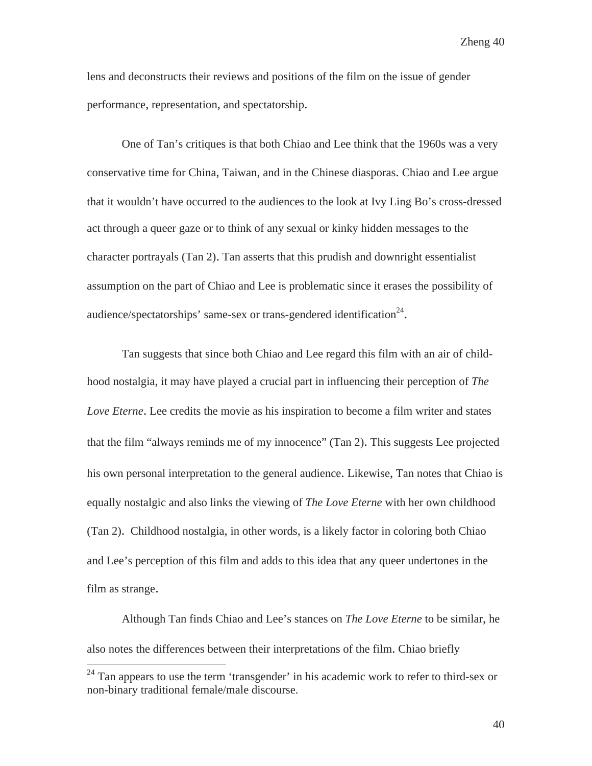lens and deconstructs their reviews and positions of the film on the issue of gender performance, representation, and spectatorship.

One of Tan's critiques is that both Chiao and Lee think that the 1960s was a very conservative time for China, Taiwan, and in the Chinese diasporas. Chiao and Lee argue that it wouldn't have occurred to the audiences to the look at Ivy Ling Bo's cross-dressed act through a queer gaze or to think of any sexual or kinky hidden messages to the character portrayals (Tan 2). Tan asserts that this prudish and downright essentialist assumption on the part of Chiao and Lee is problematic since it erases the possibility of audience/spectatorships' same-sex or trans-gendered identification[24].

Tan suggests that since both Chiao and Lee regard this film with an air of child-hood nostalgia, it may have played a crucial part in influencing their perception of *The Love Eterne*. Lee credits the movie as his inspiration to become a film writer and states that the film "always reminds me of my innocence" (Tan 2). This suggests Lee projected his own personal interpretation to the general audience. Likewise, Tan notes that Chiao is equally nostalgic and also links the viewing of *The Love Eterne* with her own childhood (Tan 2). Childhood nostalgia, in other words, is a likely factor in coloring both Chiao and Lee's perception of this film and adds to this idea that any queer undertones in the film as strange.

Although Tan finds Chiao and Lee's stances on *The Love Eterne* to be similar, he also notes the differences between their interpretations of the film. Chiao briefly

---

[24] Tan appears to use the term 'transgender' in his academic work to refer to third-sex or non-binary traditional female/male discourse.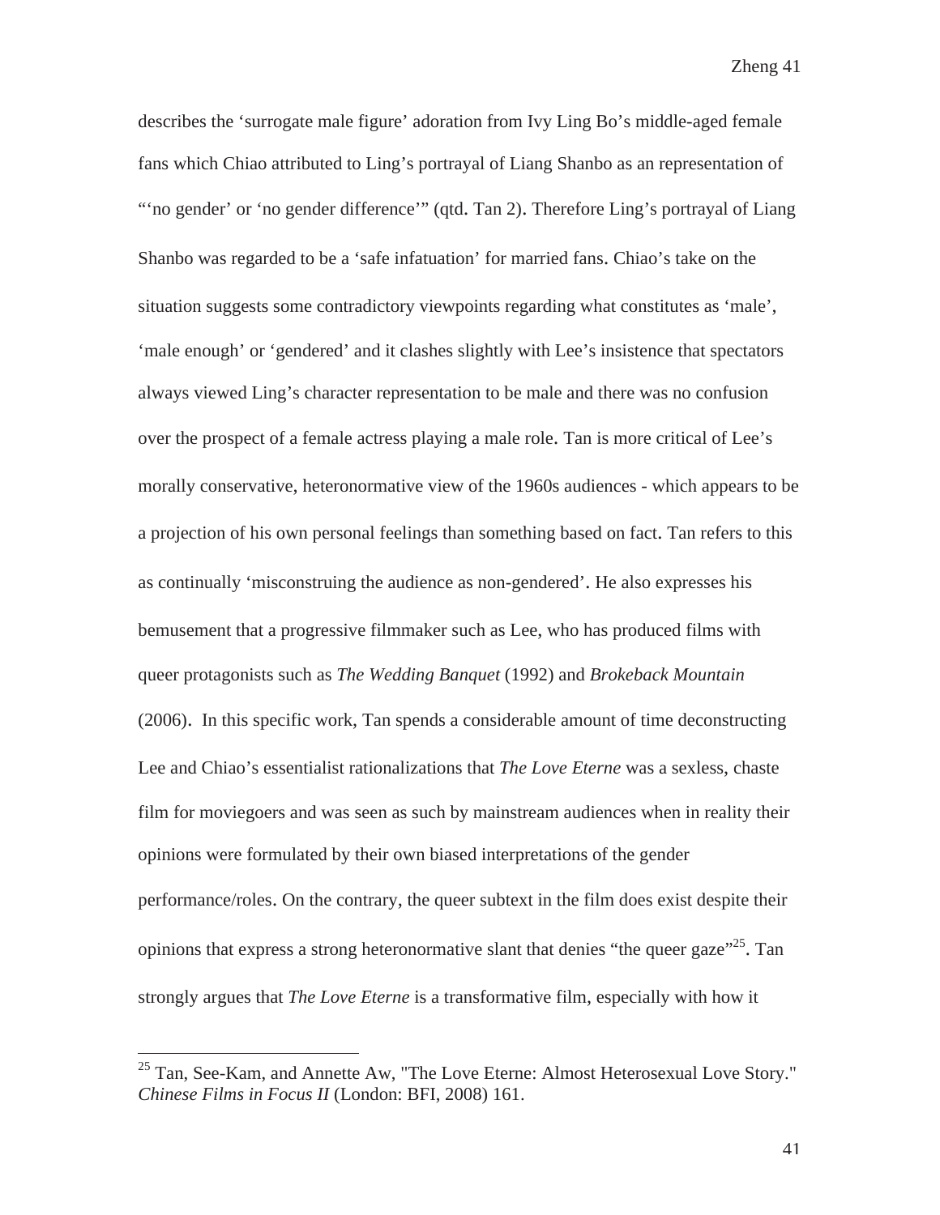describes the 'surrogate male figure' adoration from Ivy Ling Bo's middle-aged female fans which Chiao attributed to Ling's portrayal of Liang Shanbo as an representation of "'no gender' or 'no gender difference'" (qtd. Tan 2). Therefore Ling's portrayal of Liang Shanbo was regarded to be a 'safe infatuation' for married fans. Chiao's take on the situation suggests some contradictory viewpoints regarding what constitutes as 'male', 'male enough' or 'gendered' and it clashes slightly with Lee's insistence that spectators always viewed Ling's character representation to be male and there was no confusion over the prospect of a female actress playing a male role. Tan is more critical of Lee's morally conservative, heteronormative view of the 1960s audiences - which appears to be a projection of his own personal feelings than something based on fact. Tan refers to this as continually 'misconstruing the audience as non-gendered'. He also expresses his bemusement that a progressive filmmaker such as Lee, who has produced films with queer protagonists such as *The Wedding Banquet* (1992) and *Brokeback Mountain* (2006). In this specific work, Tan spends a considerable amount of time deconstructing Lee and Chiao's essentialist rationalizations that *The Love Eterne* was a sexless, chaste film for moviegoers and was seen as such by mainstream audiences when in reality their opinions were formulated by their own biased interpretations of the gender performance/roles. On the contrary, the queer subtext in the film does exist despite their opinions that express a strong heteronormative slant that denies "the queer gaze"[25]. Tan strongly argues that *The Love Eterne* is a transformative film, especially with how it

---

[25] Tan, See-Kam, and Annette Aw, "The Love Eterne: Almost Heterosexual Love Story." *Chinese Films in Focus II* (London: BFI, 2008) 161.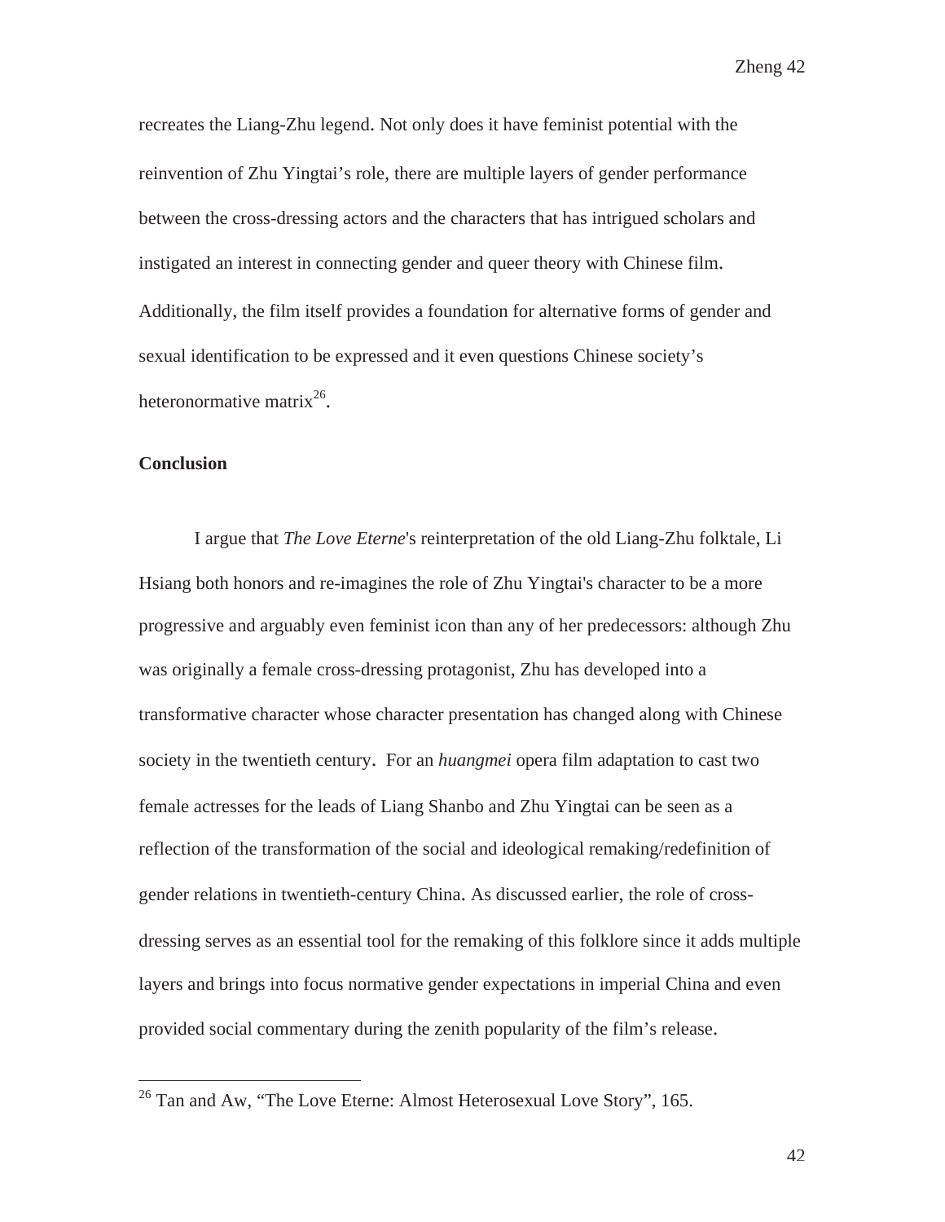recreates the Liang-Zhu legend. Not only does it have feminist potential with the reinvention of Zhu Yingtai's role, there are multiple layers of gender performance between the cross-dressing actors and the characters that has intrigued scholars and instigated an interest in connecting gender and queer theory with Chinese film. Additionally, the film itself provides a foundation for alternative forms of gender and sexual identification to be expressed and it even questions Chinese society's heteronormative matrix[26].

**Conclusion**

I argue that *The Love Eterne*'s reinterpretation of the old Liang-Zhu folktale, Li Hsiang both honors and re-imagines the role of Zhu Yingtai's character to be a more progressive and arguably even feminist icon than any of her predecessors: although Zhu was originally a female cross-dressing protagonist, Zhu has developed into a transformative character whose character presentation has changed along with Chinese society in the twentieth century. For an *huangmei* opera film adaptation to cast two female actresses for the leads of Liang Shanbo and Zhu Yingtai can be seen as a reflection of the transformation of the social and ideological remaking/redefinition of gender relations in twentieth-century China. As discussed earlier, the role of cross-dressing serves as an essential tool for the remaking of this folklore since it adds multiple layers and brings into focus normative gender expectations in imperial China and even provided social commentary during the zenith popularity of the film's release.

---

[26] Tan and Aw, "The Love Eterne: Almost Heterosexual Love Story", 165.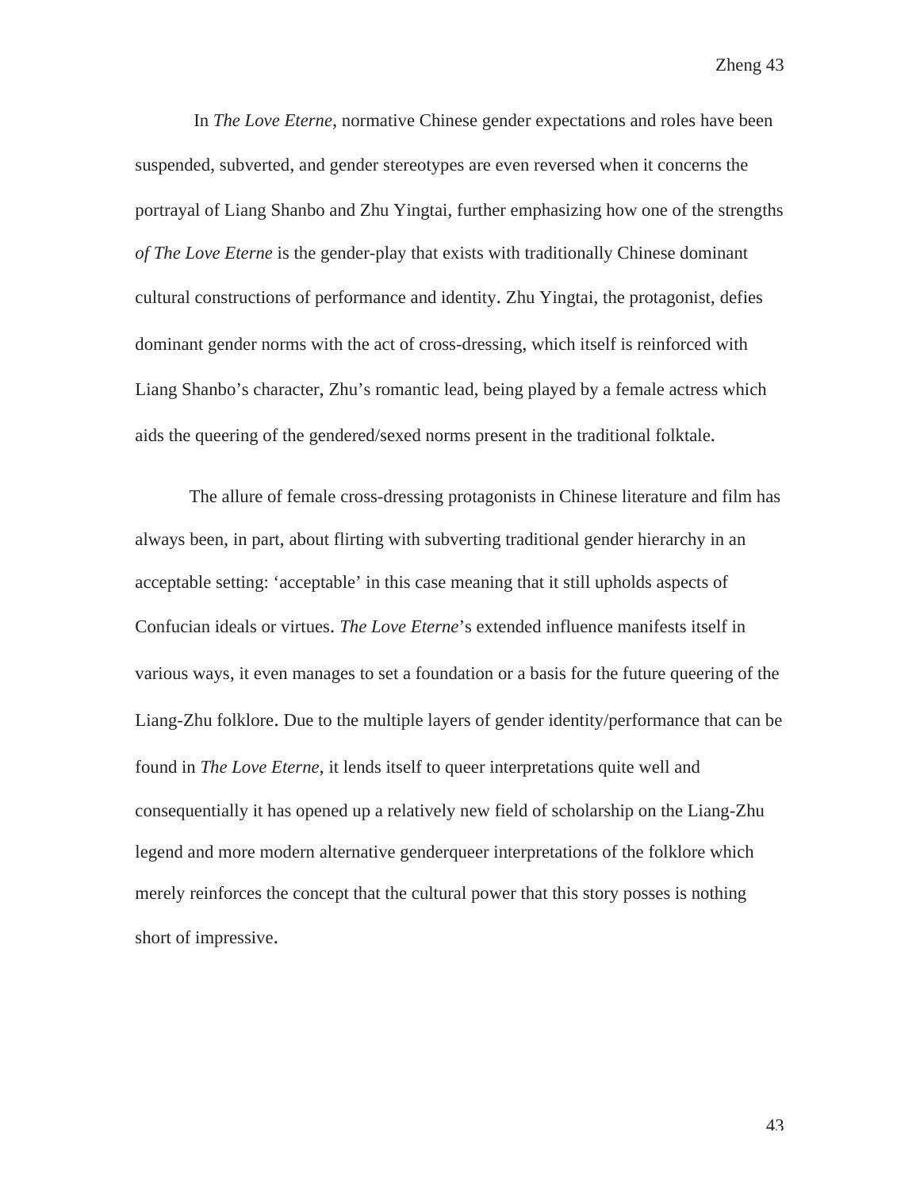In *The Love Eterne*, normative Chinese gender expectations and roles have been suspended, subverted, and gender stereotypes are even reversed when it concerns the portrayal of Liang Shanbo and Zhu Yingtai, further emphasizing how one of the strengths *of The Love Eterne* is the gender-play that exists with traditionally Chinese dominant cultural constructions of performance and identity. Zhu Yingtai, the protagonist, defies dominant gender norms with the act of cross-dressing, which itself is reinforced with Liang Shanbo's character, Zhu's romantic lead, being played by a female actress which aids the queering of the gendered/sexed norms present in the traditional folktale.

The allure of female cross-dressing protagonists in Chinese literature and film has always been, in part, about flirting with subverting traditional gender hierarchy in an acceptable setting: 'acceptable' in this case meaning that it still upholds aspects of Confucian ideals or virtues. *The Love Eterne*'s extended influence manifests itself in various ways, it even manages to set a foundation or a basis for the future queering of the Liang-Zhu folklore. Due to the multiple layers of gender identity/performance that can be found in *The Love Eterne*, it lends itself to queer interpretations quite well and consequentially it has opened up a relatively new field of scholarship on the Liang-Zhu legend and more modern alternative genderqueer interpretations of the folklore which merely reinforces the concept that the cultural power that this story posses is nothing short of impressive.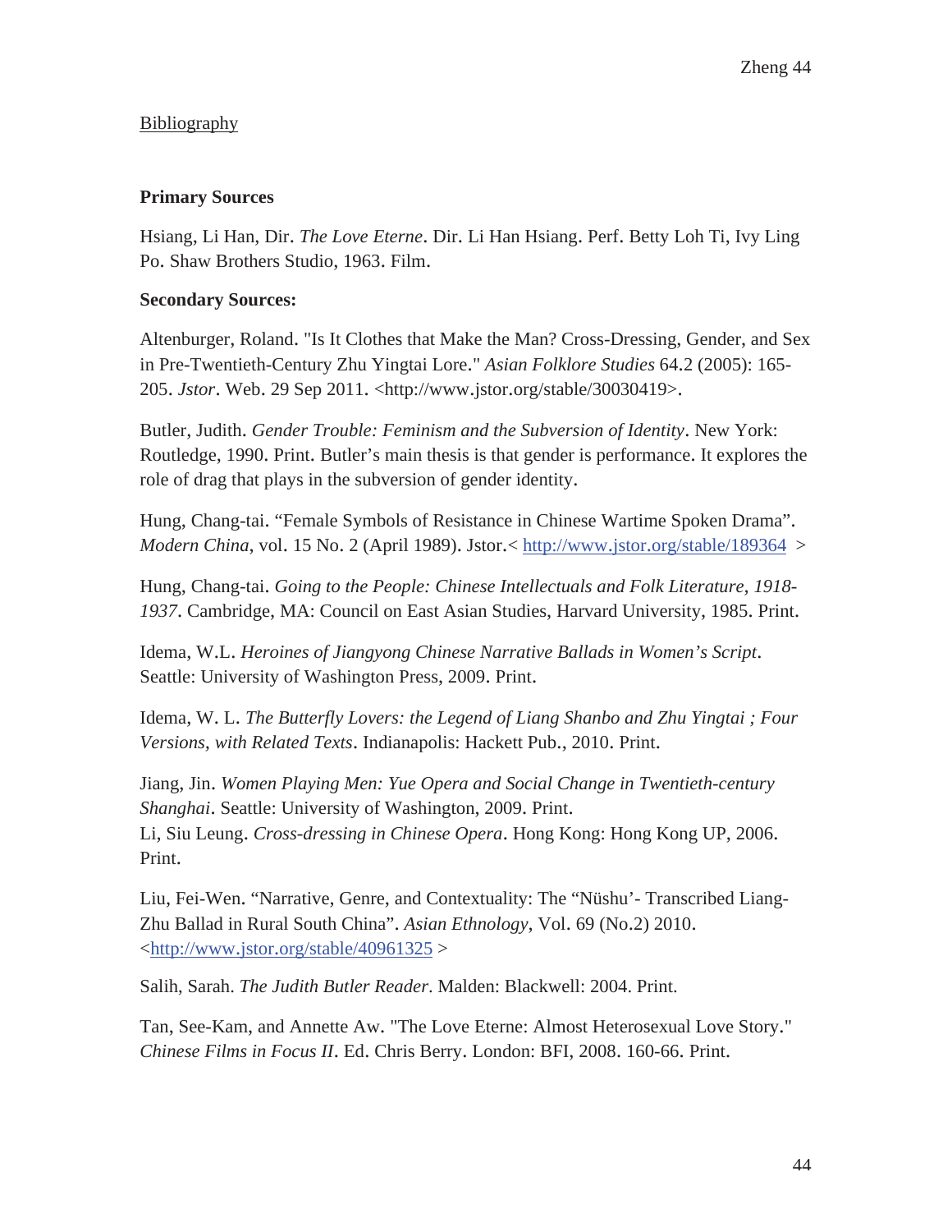Bibliography

**Primary Sources**

Hsiang, Li Han, Dir. *The Love Eterne*. Dir. Li Han Hsiang. Perf. Betty Loh Ti, Ivy Ling Po. Shaw Brothers Studio, 1963. Film.

**Secondary Sources:**

Altenburger, Roland. "Is It Clothes that Make the Man? Cross-Dressing, Gender, and Sex in Pre-Twentieth-Century Zhu Yingtai Lore." *Asian Folklore Studies* 64.2 (2005): 165-205. *Jstor*. Web. 29 Sep 2011. <http://www.jstor.org/stable/30030419>.

Butler, Judith. *Gender Trouble: Feminism and the Subversion of Identity*. New York: Routledge, 1990. Print. Butler's main thesis is that gender is performance. It explores the role of drag that plays in the subversion of gender identity.

Hung, Chang-tai. "Female Symbols of Resistance in Chinese Wartime Spoken Drama". *Modern China*, vol. 15 No. 2 (April 1989). Jstor.< http://www.jstor.org/stable/189364 >

Hung, Chang-tai. *Going to the People: Chinese Intellectuals and Folk Literature, 1918-1937*. Cambridge, MA: Council on East Asian Studies, Harvard University, 1985. Print.

Idema, W.L. *Heroines of Jiangyong Chinese Narrative Ballads in Women's Script*. Seattle: University of Washington Press, 2009. Print.

Idema, W. L. *The Butterfly Lovers: the Legend of Liang Shanbo and Zhu Yingtai ; Four Versions, with Related Texts*. Indianapolis: Hackett Pub., 2010. Print.

Jiang, Jin. *Women Playing Men: Yue Opera and Social Change in Twentieth-century Shanghai*. Seattle: University of Washington, 2009. Print.
Li, Siu Leung. *Cross-dressing in Chinese Opera*. Hong Kong: Hong Kong UP, 2006. Print.

Liu, Fei-Wen. "Narrative, Genre, and Contextuality: The "Nüshu'- Transcribed Liang-Zhu Ballad in Rural South China". *Asian Ethnology*, Vol. 69 (No.2) 2010. <http://www.jstor.org/stable/40961325 >

Salih, Sarah. *The Judith Butler Reader*. Malden: Blackwell: 2004. Print.

Tan, See-Kam, and Annette Aw. "The Love Eterne: Almost Heterosexual Love Story." *Chinese Films in Focus II*. Ed. Chris Berry. London: BFI, 2008. 160-66. Print.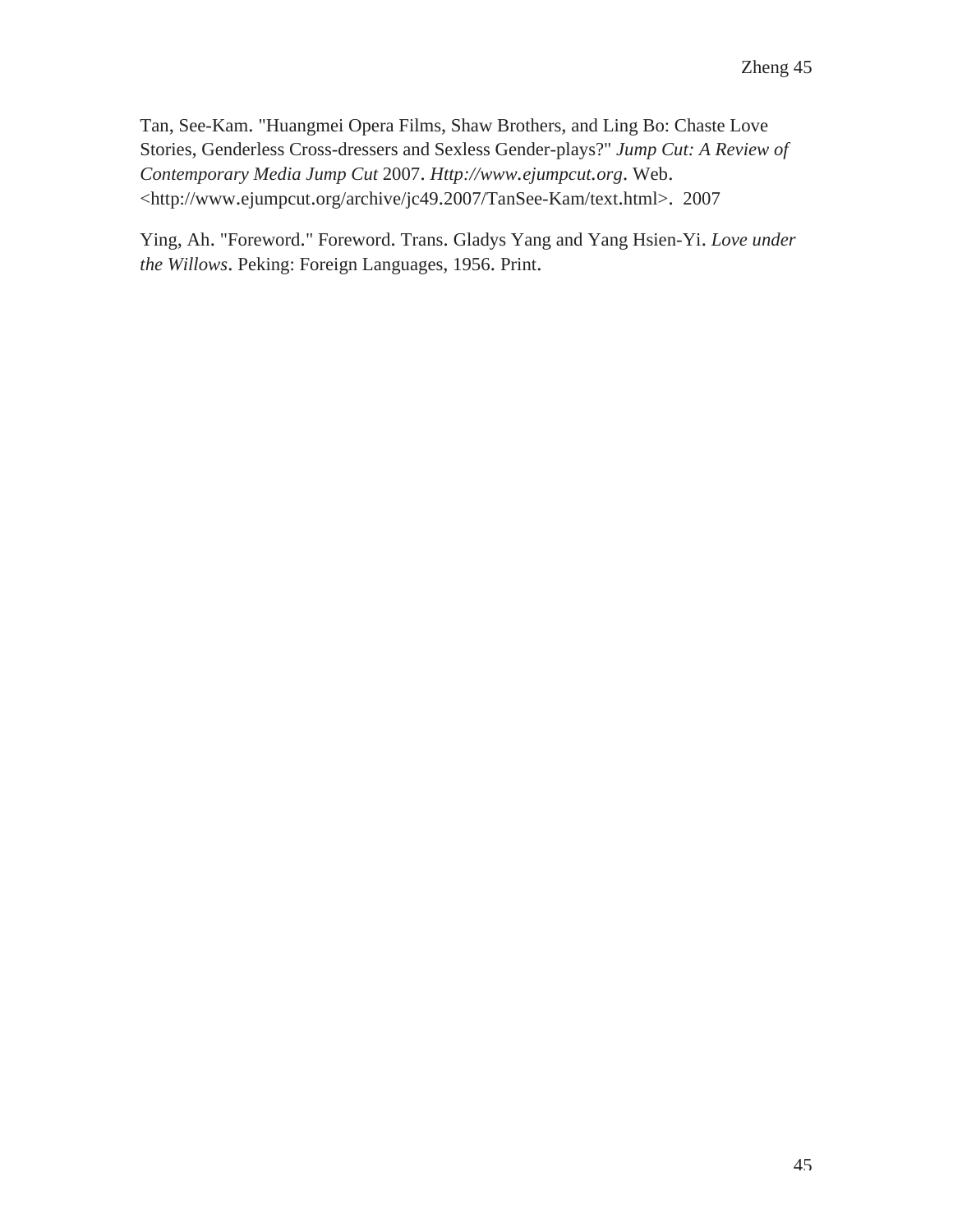Tan, See-Kam. "Huangmei Opera Films, Shaw Brothers, and Ling Bo: Chaste Love Stories, Genderless Cross-dressers and Sexless Gender-plays?" *Jump Cut: A Review of Contemporary Media Jump Cut* 2007. *Http://www.ejumpcut.org*. Web. <http://www.ejumpcut.org/archive/jc49.2007/TanSee-Kam/text.html>.  2007

Ying, Ah. "Foreword." Foreword. Trans. Gladys Yang and Yang Hsien-Yi. *Love under the Willows*. Peking: Foreign Languages, 1956. Print.